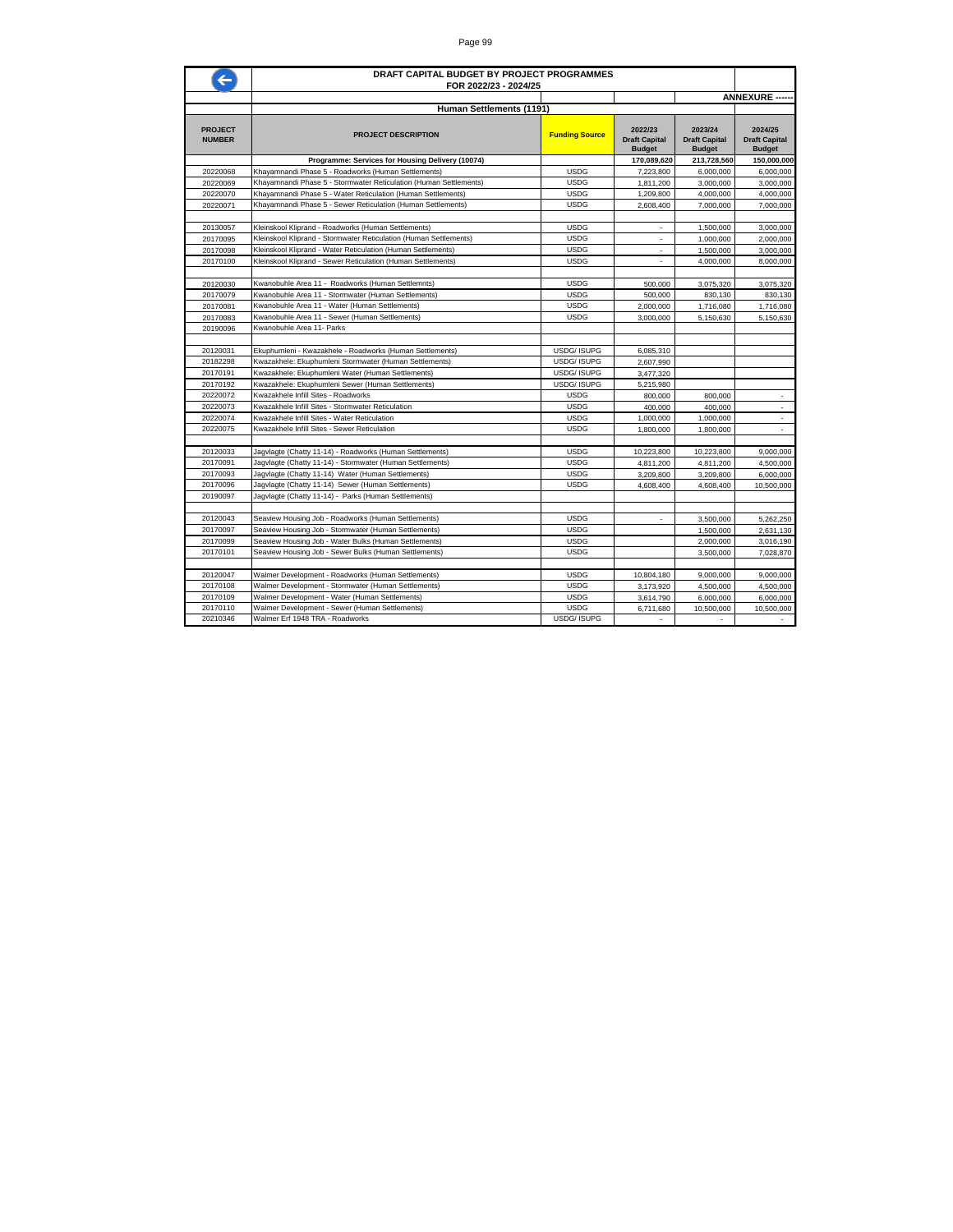## DRAFT CAPITAL BUDGET BY PROJECT PROGRAMMES
### FOR 2022/23 - 2024/25

ANNEXURE ------

**Human Settlements (1191)**

| PROJECT NUMBER | PROJECT DESCRIPTION | Funding Source | 2022/23 Draft Capital Budget | 2023/24 Draft Capital Budget | 2024/25 Draft Capital Budget |
|---|---|---|---|---|---|
| | **Programme: Services for Housing Delivery (10074)** | | **170,089,620** | **213,728,560** | **150,000,000** |
| 20220068 | Khayamnandi Phase 5 - Roadworks (Human Settlements) | USDG | 7,223,800 | 6,000,000 | 6,000,000 |
| 20220069 | Khayamnandi Phase 5 - Stormwater Reticulation (Human Settlements) | USDG | 1,811,200 | 3,000,000 | 3,000,000 |
| 20220070 | Khayamnandi Phase 5 - Water Reticulation (Human Settlements) | USDG | 1,209,800 | 4,000,000 | 4,000,000 |
| 20220071 | Khayamnandi Phase 5 - Sewer Reticulation (Human Settlements) | USDG | 2,608,400 | 7,000,000 | 7,000,000 |
| | | | | | |
| 20130057 | Kleinskool Kliprand - Roadworks (Human Settlements) | USDG | - | 1,500,000 | 3,000,000 |
| 20170095 | Kleinskool Kliprand - Stormwater Reticulation (Human Settlements) | USDG | - | 1,000,000 | 2,000,000 |
| 20170098 | Kleinskool Kliprand - Water Reticulation (Human Settlements) | USDG | - | 1,500,000 | 3,000,000 |
| 20170100 | Kleinskool Kliprand - Sewer Reticulation (Human Settlements) | USDG | - | 4,000,000 | 8,000,000 |
| | | | | | |
| 20120030 | Kwanobuhle Area 11 - Roadworks (Human Settlemnts) | USDG | 500,000 | 3,075,320 | 3,075,320 |
| 20170079 | Kwanobuhle Area 11 - Stormwater (Human Settlements) | USDG | 500,000 | 830,130 | 830,130 |
| 20170081 | Kwanobuhle Area 11 - Water (Human Settlements) | USDG | 2,000,000 | 1,716,080 | 1,716,080 |
| 20170083 | Kwanobuhle Area 11 - Sewer (Human Settlements) | USDG | 3,000,000 | 5,150,630 | 5,150,630 |
| 20190096 | Kwanobuhle Area 11- Parks | | | | |
| | | | | | |
| 20120031 | Ekuphumleni - Kwazakhele - Roadworks (Human Settlements) | USDG/ ISUPG | 6,085,310 | | |
| 20182298 | Kwazakhele: Ekuphumleni Stormwater (Human Settlements) | USDG/ ISUPG | 2,607,990 | | |
| 20170191 | Kwazakhele: Ekuphumleni Water (Human Settlements) | USDG/ ISUPG | 3,477,320 | | |
| 20170192 | Kwazakhele: Ekuphumleni Sewer (Human Settlements) | USDG/ ISUPG | 5,215,980 | | |
| 20220072 | Kwazakhele Infill Sites - Roadworks | USDG | 800,000 | 800,000 | - |
| 20220073 | Kwazakhele Infill Sites - Stormwater Reticulation | USDG | 400,000 | 400,000 | - |
| 20220074 | Kwazakhele Infill Sites - Water Reticulation | USDG | 1,000,000 | 1,000,000 | - |
| 20220075 | Kwazakhele Infill Sites - Sewer Reticulation | USDG | 1,800,000 | 1,800,000 | - |
| | | | | | |
| 20120033 | Jagvlagte (Chatty 11-14) - Roadworks (Human Settlements) | USDG | 10,223,800 | 10,223,800 | 9,000,000 |
| 20170091 | Jagvlagte (Chatty 11-14) - Stormwater (Human Settlements) | USDG | 4,811,200 | 4,811,200 | 4,500,000 |
| 20170093 | Jagvlagte (Chatty 11-14) Water (Human Settlements) | USDG | 3,209,800 | 3,209,800 | 6,000,000 |
| 20170096 | Jagvlagte (Chatty 11-14) Sewer (Human Settlements) | USDG | 4,608,400 | 4,608,400 | 10,500,000 |
| 20190097 | Jagvlagte (Chatty 11-14) - Parks (Human Settlements) | | | | |
| | | | | | |
| 20120043 | Seaview Housing Job - Roadworks (Human Settlements) | USDG | - | 3,500,000 | 5,262,250 |
| 20170097 | Seaview Housing Job - Stormwater (Human Settlements) | USDG | | 1,500,000 | 2,631,130 |
| 20170099 | Seaview Housing Job - Water Bulks (Human Settlements) | USDG | | 2,000,000 | 3,016,190 |
| 20170101 | Seaview Housing Job - Sewer Bulks (Human Settlements) | USDG | | 3,500,000 | 7,028,870 |
| | | | | | |
| 20120047 | Walmer Development - Roadworks (Human Settlements) | USDG | 10,804,180 | 9,000,000 | 9,000,000 |
| 20170108 | Walmer Development - Stormwater (Human Settlements) | USDG | 3,173,920 | 4,500,000 | 4,500,000 |
| 20170109 | Walmer Development - Water (Human Settlements) | USDG | 3,614,790 | 6,000,000 | 6,000,000 |
| 20170110 | Walmer Development - Sewer (Human Settlements) | USDG | 6,711,680 | 10,500,000 | 10,500,000 |
| 20210346 | Walmer Erf 1948 TRA - Roadworks | USDG/ ISUPG | - | - | - |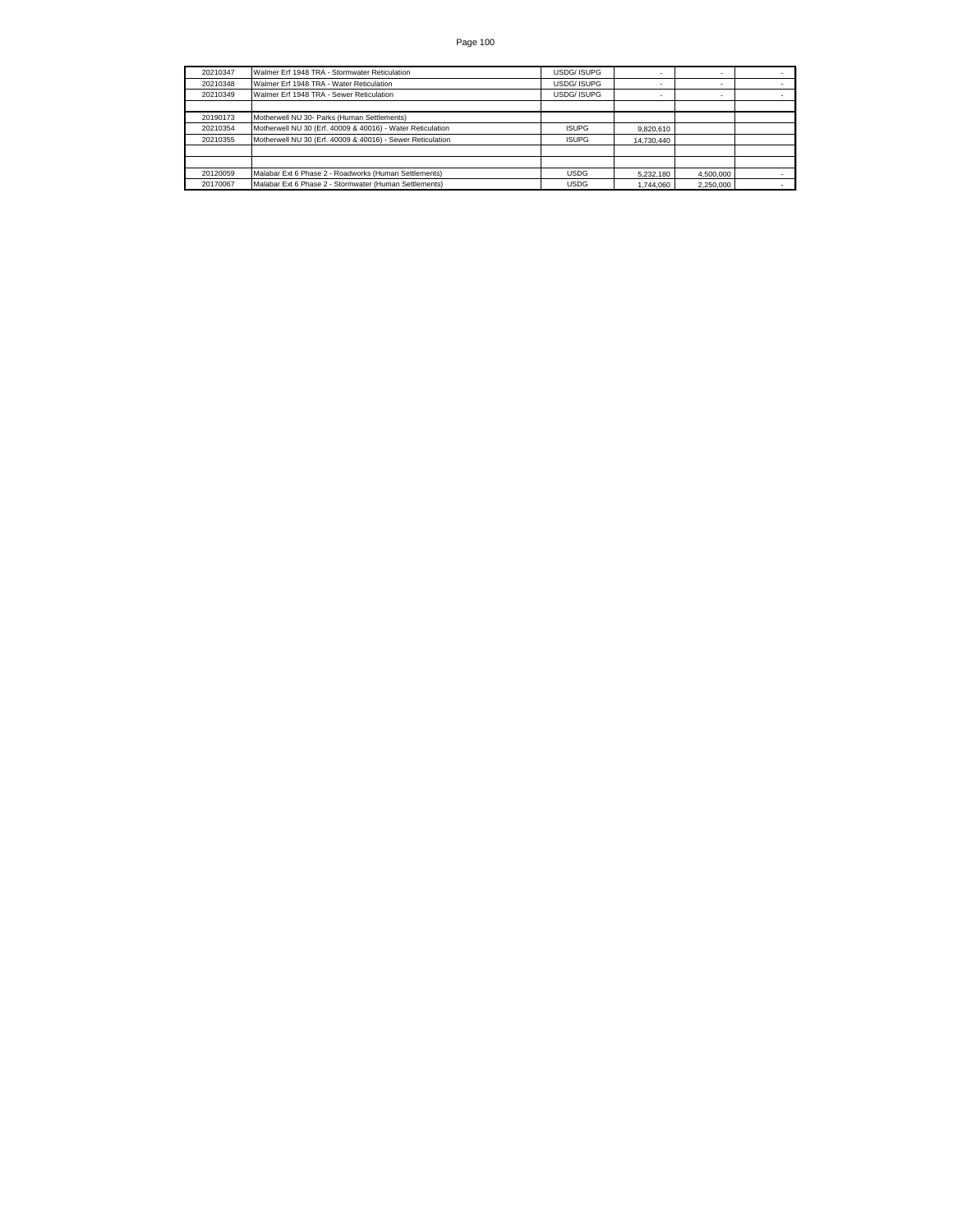| 20210347 | Walmer Erf 1948 TRA - Stormwater Reticulation | USDG/ ISUPG | - | - | - |
|---|---|---|---|---|---|
| 20210348 | Walmer Erf 1948 TRA - Water Reticulation | USDG/ ISUPG | - | - | - |
| 20210349 | Walmer Erf 1948 TRA - Sewer Reticulation | USDG/ ISUPG | - | - | - |
| | | | | | |
| 20190173 | Motherwell NU 30- Parks (Human Settlements) | | | | |
| 20210354 | Motherwell NU 30 (Erf. 40009 & 40016) - Water Reticulation | ISUPG | 9,820,610 | | |
| 20210355 | Motherwell NU 30 (Erf. 40009 & 40016) - Sewer Reticulation | ISUPG | 14,730,440 | | |
| | | | | | |
| | | | | | |
| 20120059 | Malabar Ext 6 Phase 2 - Roadworks (Human Settlements) | USDG | 5,232,180 | 4,500,000 | - |
| 20170067 | Malabar Ext 6 Phase 2 - Stormwater (Human Settlements) | USDG | 1,744,060 | 2,250,000 | - |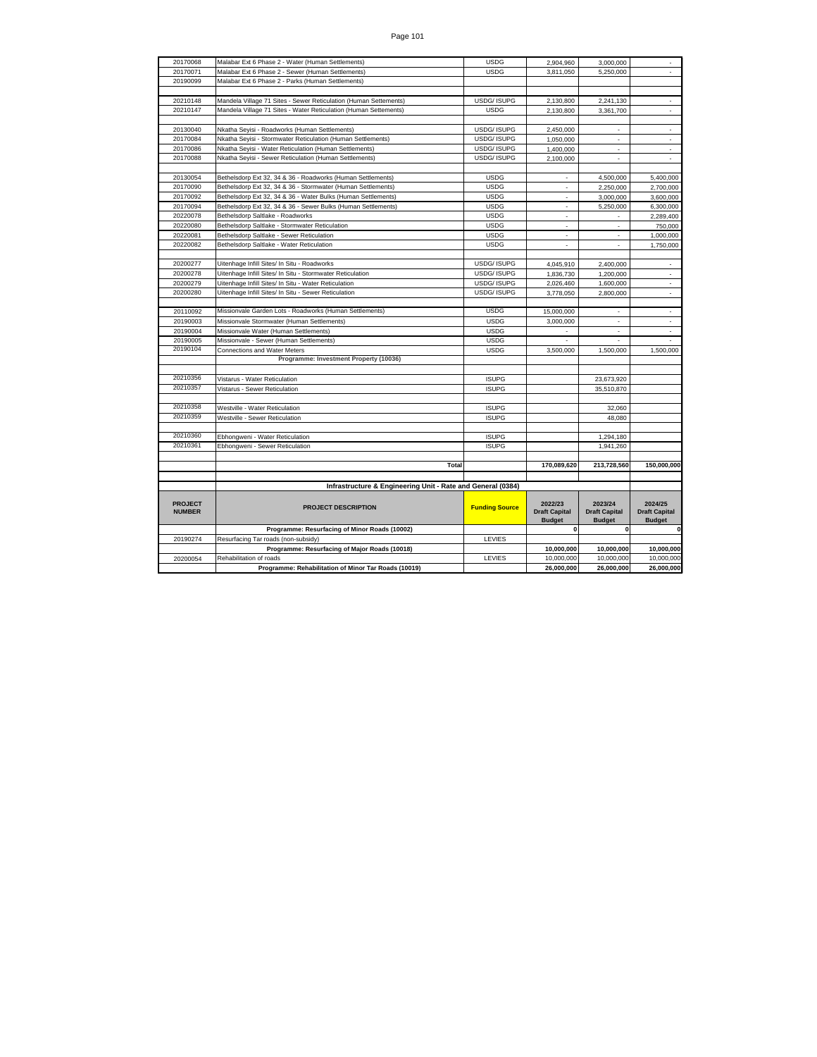| | | | | | |
|---|---|---|---|---|---|
| 20170068 | Malabar Ext 6 Phase 2 - Water (Human Settlements) | USDG | 2,904,960 | 3,000,000 | - |
| 20170071 | Malabar Ext 6 Phase 2 - Sewer (Human Settlements) | USDG | 3,811,050 | 5,250,000 | - |
| 20190099 | Malabar Ext 6 Phase 2 - Parks (Human Settlements) | | | | |
| | | | | | |
| 20210148 | Mandela Village 71 Sites - Sewer Reticulation (Human Settements) | USDG/ ISUPG | 2,130,800 | 2,241,130 | - |
| 20210147 | Mandela Village 71 Sites - Water Reticulation (Human Settements) | USDG | 2,130,800 | 3,361,700 | - |
| | | | | | |
| 20130040 | Nkatha Seyisi - Roadworks (Human Settlements) | USDG/ ISUPG | 2,450,000 | - | - |
| 20170084 | Nkatha Seyisi - Stormwater Reticulation (Human Settlements) | USDG/ ISUPG | 1,050,000 | - | - |
| 20170086 | Nkatha Seyisi - Water Reticulation (Human Settlements) | USDG/ ISUPG | 1,400,000 | - | - |
| 20170088 | Nkatha Seyisi - Sewer Reticulation (Human Settlements) | USDG/ ISUPG | 2,100,000 | - | - |
| | | | | | |
| 20130054 | Bethelsdorp Ext 32, 34 & 36 - Roadworks (Human Settlements) | USDG | - | 4,500,000 | 5,400,000 |
| 20170090 | Bethelsdorp Ext 32, 34 & 36 - Stormwater (Human Settlements) | USDG | - | 2,250,000 | 2,700,000 |
| 20170092 | Bethelsdorp Ext 32, 34 & 36 - Water Bulks (Human Settlements) | USDG | - | 3,000,000 | 3,600,000 |
| 20170094 | Bethelsdorp Ext 32, 34 & 36 - Sewer Bulks (Human Settlements) | USDG | - | 5,250,000 | 6,300,000 |
| 20220078 | Bethelsdorp Saltlake - Roadworks | USDG | - | - | 2,289,400 |
| 20220080 | Bethelsdorp Saltlake - Stormwater Reticulation | USDG | - | - | 750,000 |
| 20220081 | Bethelsdorp Saltlake - Sewer Reticulation | USDG | - | - | 1,000,000 |
| 20220082 | Bethelsdorp Saltlake - Water Reticulation | USDG | - | - | 1,750,000 |
| | | | | | |
| 20200277 | Uitenhage Infill Sites/ In Situ - Roadworks | USDG/ ISUPG | 4,045,910 | 2,400,000 | - |
| 20200278 | Uitenhage Infill Sites/ In Situ - Stormwater Reticulation | USDG/ ISUPG | 1,836,730 | 1,200,000 | - |
| 20200279 | Uitenhage Infill Sites/ In Situ - Water Reticulation | USDG/ ISUPG | 2,026,460 | 1,600,000 | - |
| 20200280 | Uitenhage Infill Sites/ In Situ - Sewer Reticulation | USDG/ ISUPG | 3,778,050 | 2,800,000 | - |
| | | | | | |
| 20110092 | Missionvale Garden Lots - Roadworks (Human Settlements) | USDG | 15,000,000 | - | - |
| 20190003 | Missionvale Stormwater (Human Settlements) | USDG | 3,000,000 | - | - |
| 20190004 | Missionvale Water (Human Settlements) | USDG | - | - | - |
| 20190005 | Missionvale - Sewer (Human Settlements) | USDG | - | - | - |
| 20190104 | Connections and Water Meters | USDG | 3,500,000 | 1,500,000 | 1,500,000 |
| | **Programme: Investment Property (10036)** | | | | |
| | | | | | |
| 20210356 | Vistarus - Water Reticulation | ISUPG | | 23,673,920 | |
| 20210357 | Vistarus - Sewer Reticulation | ISUPG | | 35,510,870 | |
| | | | | | |
| 20210358 | Westville - Water Reticulation | ISUPG | | 32,060 | |
| 20210359 | Westville - Sewer Reticulation | ISUPG | | 48,080 | |
| | | | | | |
| 20210360 | Ebhongweni - Water Reticulation | ISUPG | | 1,294,180 | |
| 20210361 | Ebhongweni - Sewer Reticulation | ISUPG | | 1,941,260 | |
| | | | | | |
| | **Total** | | **170,089,620** | **213,728,560** | **150,000,000** |

**Infrastructure & Engineering Unit - Rate and General (0384)**

| PROJECT NUMBER | PROJECT DESCRIPTION | Funding Source | 2022/23 Draft Capital Budget | 2023/24 Draft Capital Budget | 2024/25 Draft Capital Budget |
|---|---|---|---|---|---|
| | **Programme: Resurfacing of Minor Roads (10002)** | | **0** | **0** | **0** |
| 20190274 | Resurfacing Tar roads (non-subsidy) | LEVIES | | | |
| | **Programme: Resurfacing of Major Roads (10018)** | | **10,000,000** | **10,000,000** | **10,000,000** |
| 20200054 | Rehabilitation of roads | LEVIES | 10,000,000 | 10,000,000 | 10,000,000 |
| | **Programme: Rehabilitation of Minor Tar Roads (10019)** | | **26,000,000** | **26,000,000** | **26,000,000** |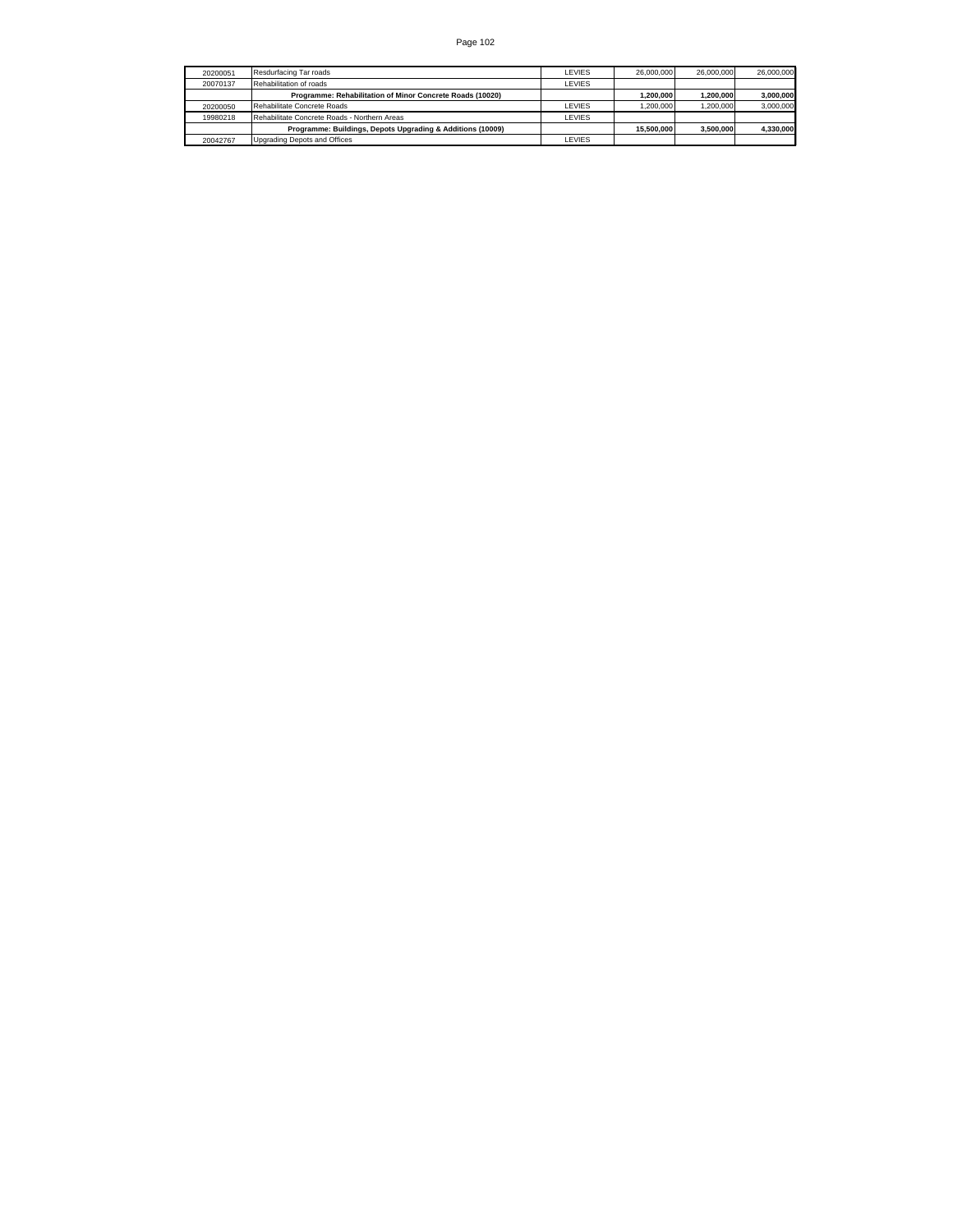| | | | | | |
|---|---|---|---|---|---|
| 20200051 | Resdurfacing Tar roads | LEVIES | 26,000,000 | 26,000,000 | 26,000,000 |
| 20070137 | Rehabilitation of roads | LEVIES | | | |
| | **Programme: Rehabilitation of Minor Concrete Roads (10020)** | | **1,200,000** | **1,200,000** | **3,000,000** |
| 20200050 | Rehabilitate Concrete Roads | LEVIES | 1,200,000 | 1,200,000 | 3,000,000 |
| 19980218 | Rehabilitate Concrete Roads - Northern Areas | LEVIES | | | |
| | **Programme: Buildings, Depots Upgrading & Additions (10009)** | | **15,500,000** | **3,500,000** | **4,330,000** |
| 20042767 | Upgrading Depots and Offices | LEVIES | | | |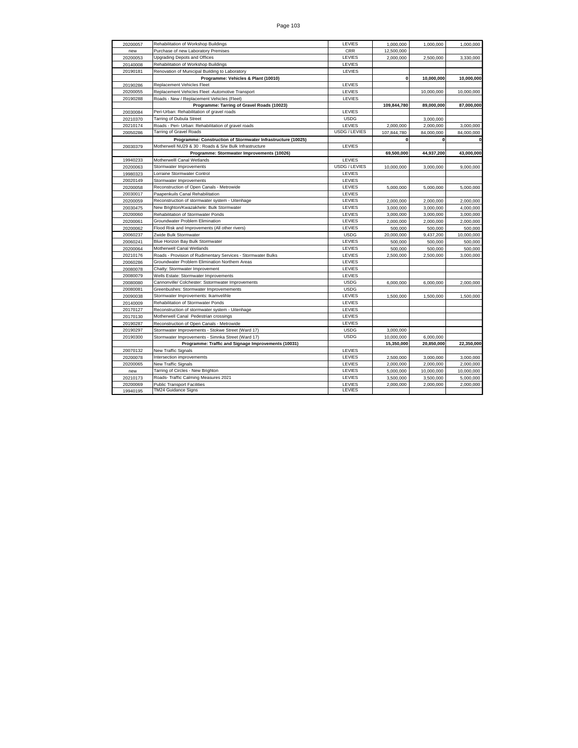| | | | | | |
|---|---|---|---|---|---|
| 20200057 | Rehabilitation of Workshop Buildings | LEVIES | 1,000,000 | 1,000,000 | 1,000,000 |
| new | Purchase of new Laboratory Premises | CRR | 12,500,000 | | |
| 20200053 | Upgrading Depots and Offices | LEVIES | 2,000,000 | 2,500,000 | 3,330,000 |
| 20140008 | Rehabilitation of Workshop Buildings | LEVIES | | | |
| 20190181 | Renovation of Municipal Building to Laboratory | LEVIES | | | |
| | **Programme: Vehicles & Plant (10010)** | | **0** | **10,000,000** | **10,000,000** |
| 20190286 | Replacement Vehicles Fleet | LEVIES | | | |
| 20200055 | Replacement Vehicles Fleet -Automotive Transport | LEVIES | | 10,000,000 | 10,000,000 |
| 20190288 | Roads - New / Replacement Vehicles (Fleet) | LEVIES | | | |
| | **Programme: Tarring of Gravel Roads (10023)** | | **109,844,780** | **89,000,000** | **87,000,000** |
| 20030084 | Peri-Urban: Rehabilitation of gravel roads | LEVIES | | | |
| 20210370 | Tarring of Dubula Street | USDG | | 3,000,000 | |
| 20210174 | Roads - Peri- Urban: Rehabilitation of gravel roads | LEVIES | 2,000,000 | 2,000,000 | 3,000,000 |
| 20050286 | Tarring of Gravel Roads | USDG / LEVIES | 107,844,780 | 84,000,000 | 84,000,000 |
| | **Programme: Construction of Stormwater Infrastructure (10025)** | | **0** | **0** | **0** |
| 20030379 | Motherwell NU29 & 30 : Roads & S/w Bulk Infrastructure | LEVIES | | | |
| | **Programme: Stormwater Improvements (10026)** | | **69,500,000** | **44,937,200** | **43,000,000** |
| 19940233 | Motherwelll Canal Wetlands | LEVIES | | | |
| 20200063 | Stormwater Improvements | USDG / LEVIES | 10,000,000 | 3,000,000 | 9,000,000 |
| 19980323 | Lorraine Stormwater Control | LEVIES | | | |
| 20020149 | Stormwater Improvements | LEVIES | | | |
| 20200058 | Reconstruction of Open Canals - Metrowide | LEVIES | 5,000,000 | 5,000,000 | 5,000,000 |
| 20030017 | Paapenkuils Canal Rehabilitation | LEVIES | | | |
| 20200059 | Reconstruction of stormwater system - Uitenhage | LEVIES | 2,000,000 | 2,000,000 | 2,000,000 |
| 20030475 | New Brighton/Kwazakhele: Bulk Stormwater | LEVIES | 3,000,000 | 3,000,000 | 4,000,000 |
| 20200060 | Rehabilitation of Stormwater Ponds | LEVIES | 3,000,000 | 3,000,000 | 3,000,000 |
| 20200061 | Groundwater Problem Elimination | LEVIES | 2,000,000 | 2,000,000 | 2,000,000 |
| 20200062 | Flood Risk and Improvements (All other rivers) | LEVIES | 500,000 | 500,000 | 500,000 |
| 20060237 | Zwide Bulk Stormwater | USDG | 20,000,000 | 9,437,200 | 10,000,000 |
| 20060241 | Blue Horizon Bay Bulk Stormwater | LEVIES | 500,000 | 500,000 | 500,000 |
| 20200064 | Motherwell Canal Wetlands | LEVIES | 500,000 | 500,000 | 500,000 |
| 20210176 | Roads - Provision of Rudimentary Services - Stormwater Bulks | LEVIES | 2,500,000 | 2,500,000 | 3,000,000 |
| 20060286 | Groundwater Problem Elimination Northern Areas | LEVIES | | | |
| 20080078 | Chatty: Stormwater Improvement | LEVIES | | | |
| 20080079 | Wells Estate: Stormwater Improvements | LEVIES | | | |
| 20080080 | Cannonville/ Colchester: Sstormwater Improvements | USDG | 6,000,000 | 6,000,000 | 2,000,000 |
| 20080081 | Greenbushes: Stormwater Improvemements | USDG | | | |
| 20090038 | Stormwater Improvements: Ikamvelihle | LEVIES | 1,500,000 | 1,500,000 | 1,500,000 |
| 20140009 | Rehabilitation of Stormwater Ponds | LEVIES | | | |
| 20170127 | Reconstruction of stormwater system - Uitenhage | LEVIES | | | |
| 20170130 | Motherwell Canal Pedestrian crossings | LEVIES | | | |
| 20190287 | Reconstruction of Open Canals - Metrowide | LEVIES | | | |
| 20190297 | Stormwater Improvements - Stokwe Street (Ward 17) | USDG | 3,000,000 | | |
| 20190300 | Stormwater Improvements - Simnka Street (Ward 17) | USDG | 10,000,000 | 6,000,000 | |
| | **Programme: Traffic and Signage Improvements (10031)** | | **15,350,000** | **20,850,000** | **22,350,000** |
| 20070132 | New Traffic Signals | LEVIES | | | |
| 20200078 | Intersection improvements | LEVIES | 2,500,000 | 3,000,000 | 3,000,000 |
| 20200065 | New Traffic Signals | LEVIES | 2,000,000 | 2,000,000 | 2,000,000 |
| new | Tarring of Circles - New Brighton | LEVIES | 5,000,000 | 10,000,000 | 10,000,000 |
| 20210173 | Roads- Traffic Calming Measures 2021 | LEVIES | 3,500,000 | 3,500,000 | 5,000,000 |
| 20200069 | Public Transport Facilities | LEVIES | 2,000,000 | 2,000,000 | 2,000,000 |
| 19940195 | TM24 Guidance Signs | LEVIES | | | |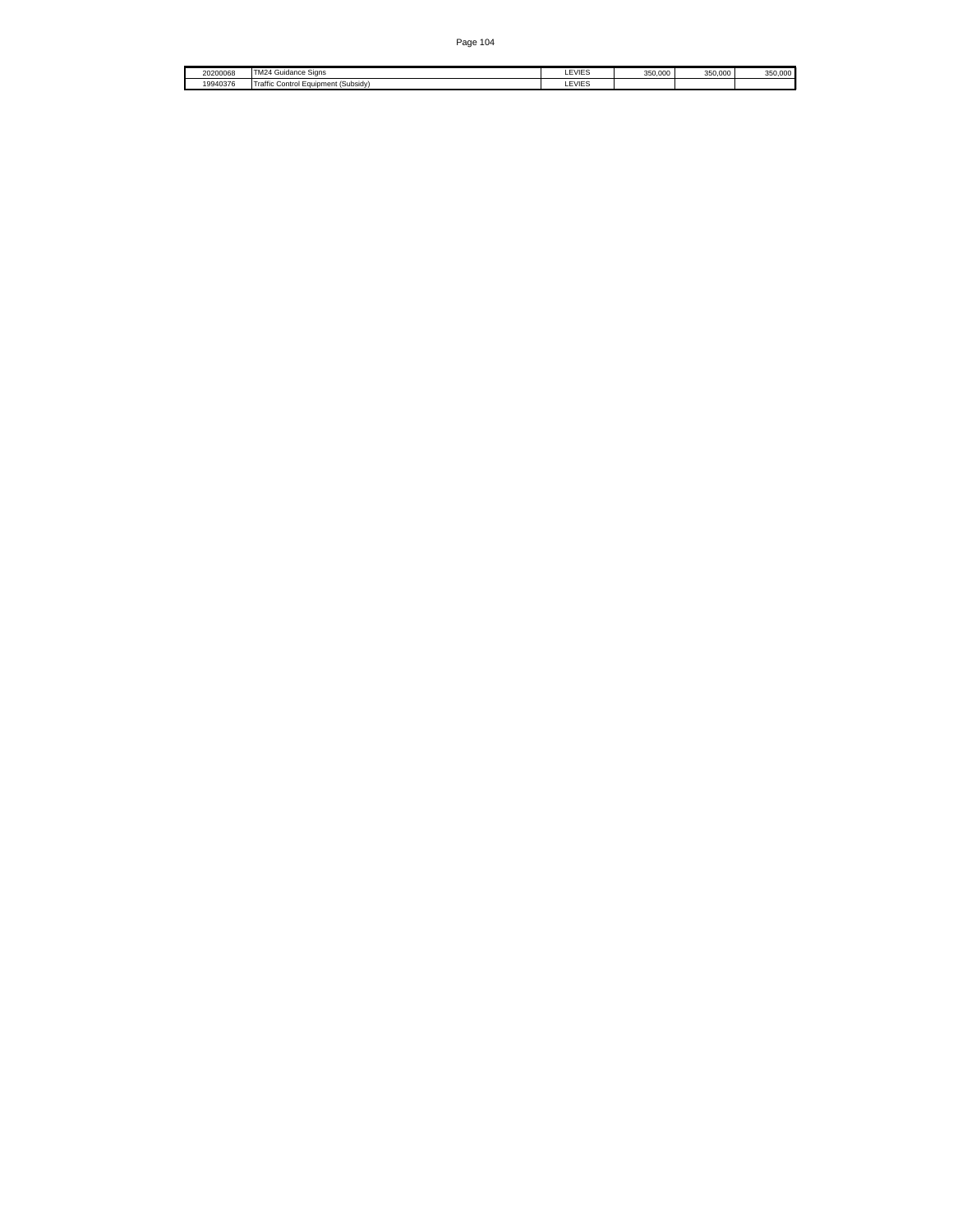| | | | | | |
|---|---|---|---|---|---|
| 20200068 | TM24 Guidance Signs | LEVIES | 350,000 | 350,000 | 350,000 |
| 19940376 | Traffic Control Equipment (Subsidy) | LEVIES | | | |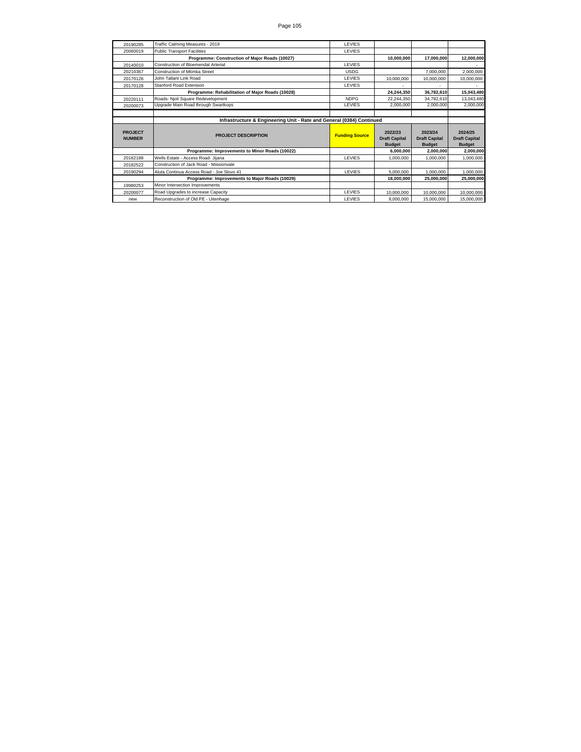| | | | | | |
|---|---|---|---|---|---|
| 20190285 | Traffic Calming Measures - 2019 | LEVIES | | | |
| 20060019 | Public Transport Facilities | LEVIES | | | |
| | **Programme: Construction of Major Roads (10027)** | | **10,000,000** | **17,000,000** | **12,000,000** |
| 20140010 | Construction of Bloemendal Arterial | LEVIES | | | - |
| 20210367 | Construction of Mtimka Street | USDG | | 7,000,000 | 2,000,000 |
| 20170126 | John Tallant Link Road | LEVIES | 10,000,000 | 10,000,000 | 10,000,000 |
| 20170128 | Stanford Road Extension | LEVIES | - | - | - |
| | **Programme: Rehabilitation of Major Roads (10028)** | | **24,244,350** | **36,782,610** | **15,043,480** |
| 20220111 | Roads- Njoli Square Redevelopment | NDPG | 22,244,350 | 34,782,610 | 13,043,480 |
| 20200073 | Upgrade Main Road through Swartkops | LEVIES | 2,000,000 | 2,000,000 | 2,000,000 |

| | **Infrastructure & Engineering Unit - Rate and General (0384) Continued** | | | | |
|---|---|---|---|---|---|
| **PROJECT NUMBER** | **PROJECT DESCRIPTION** | **Funding Source** | **2022/23 Draft Capital Budget** | **2023/24 Draft Capital Budget** | **2024/25 Draft Capital Budget** |
| | **Programme: Improvements to Minor Roads (10022)** | | **6,000,000** | **2,000,000** | **2,000,000** |
| 20162188 | Wells Estate - Access Road- Jijana | LEVIES | 1,000,000 | 1,000,000 | 1,000,000 |
| 20182522 | Construction of Jack Road - Missionvale | | | | |
| 20190294 | Aluta Continua Access Road - Joe Slovo 41 | LEVIES | 5,000,000 | 1,000,000 | 1,000,000 |
| | **Programme: Improvements to Major Roads (10029)** | | **18,000,000** | **25,000,000** | **25,000,000** |
| 19980253 | Minor Intersection Improvements | | | | |
| 20200077 | Road Upgrades to increase Capacity | LEVIES | 10,000,000 | 10,000,000 | 10,000,000 |
| new | Reconstruction of Old PE - Uitenhage | LEVIES | 8,000,000 | 15,000,000 | 15,000,000 |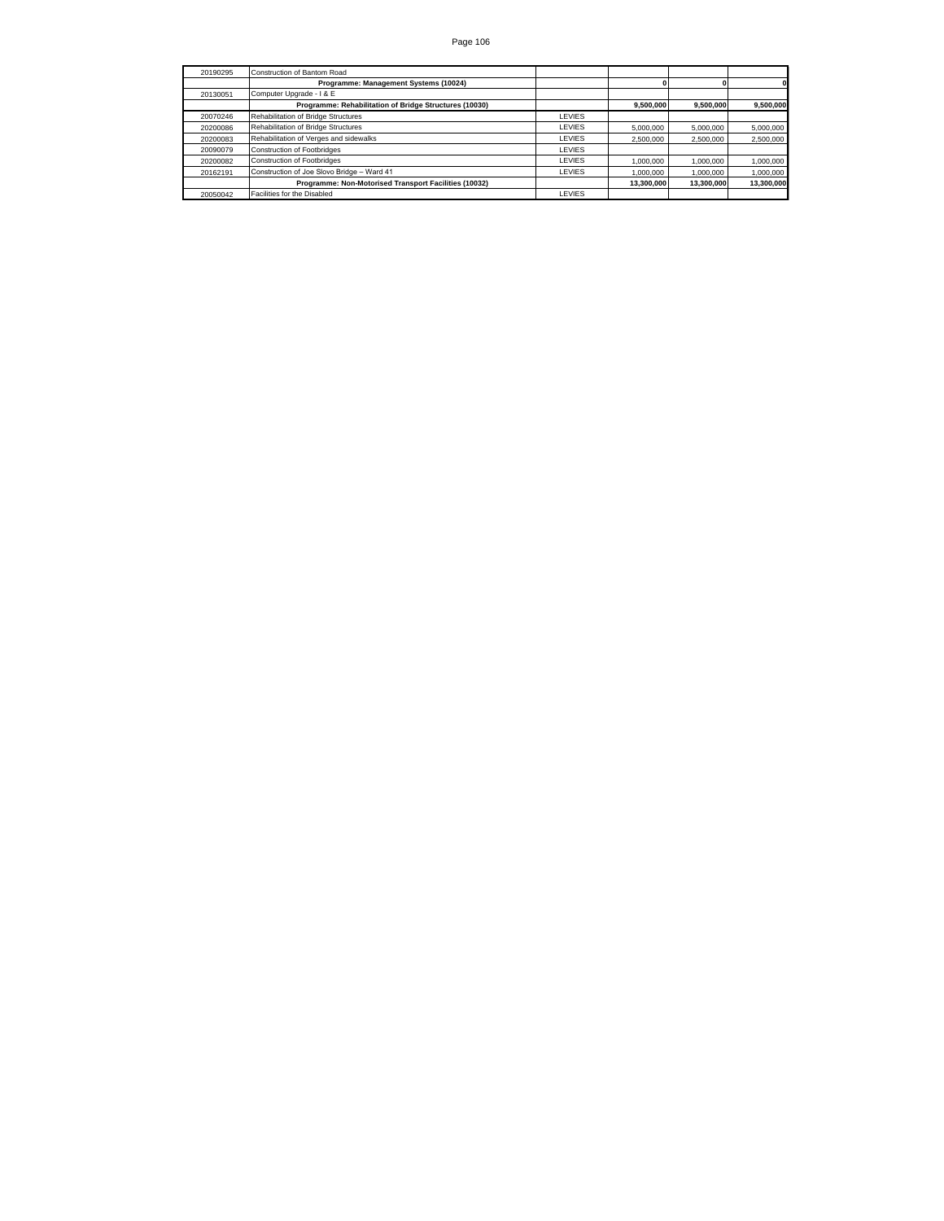| | | | | | |
|---|---|---|---|---|---|
| 20190295 | Construction of Bantom Road | | | | |
| | **Programme: Management Systems (10024)** | | **0** | **0** | **0** |
| 20130051 | Computer Upgrade - I & E | | | | |
| | **Programme: Rehabilitation of Bridge Structures (10030)** | | **9,500,000** | **9,500,000** | **9,500,000** |
| 20070246 | Rehabilitation of Bridge Structures | LEVIES | | | |
| 20200086 | Rehabilitation of Bridge Structures | LEVIES | 5,000,000 | 5,000,000 | 5,000,000 |
| 20200083 | Rehabilitation of Verges and sidewalks | LEVIES | 2,500,000 | 2,500,000 | 2,500,000 |
| 20090079 | Construction of Footbridges | LEVIES | | | |
| 20200082 | Construction of Footbridges | LEVIES | 1,000,000 | 1,000,000 | 1,000,000 |
| 20162191 | Construction of Joe Slovo Bridge – Ward 41 | LEVIES | 1,000,000 | 1,000,000 | 1,000,000 |
| | **Programme: Non-Motorised Transport Facilities (10032)** | | **13,300,000** | **13,300,000** | **13,300,000** |
| 20050042 | Facilities for the Disabled | LEVIES | | | |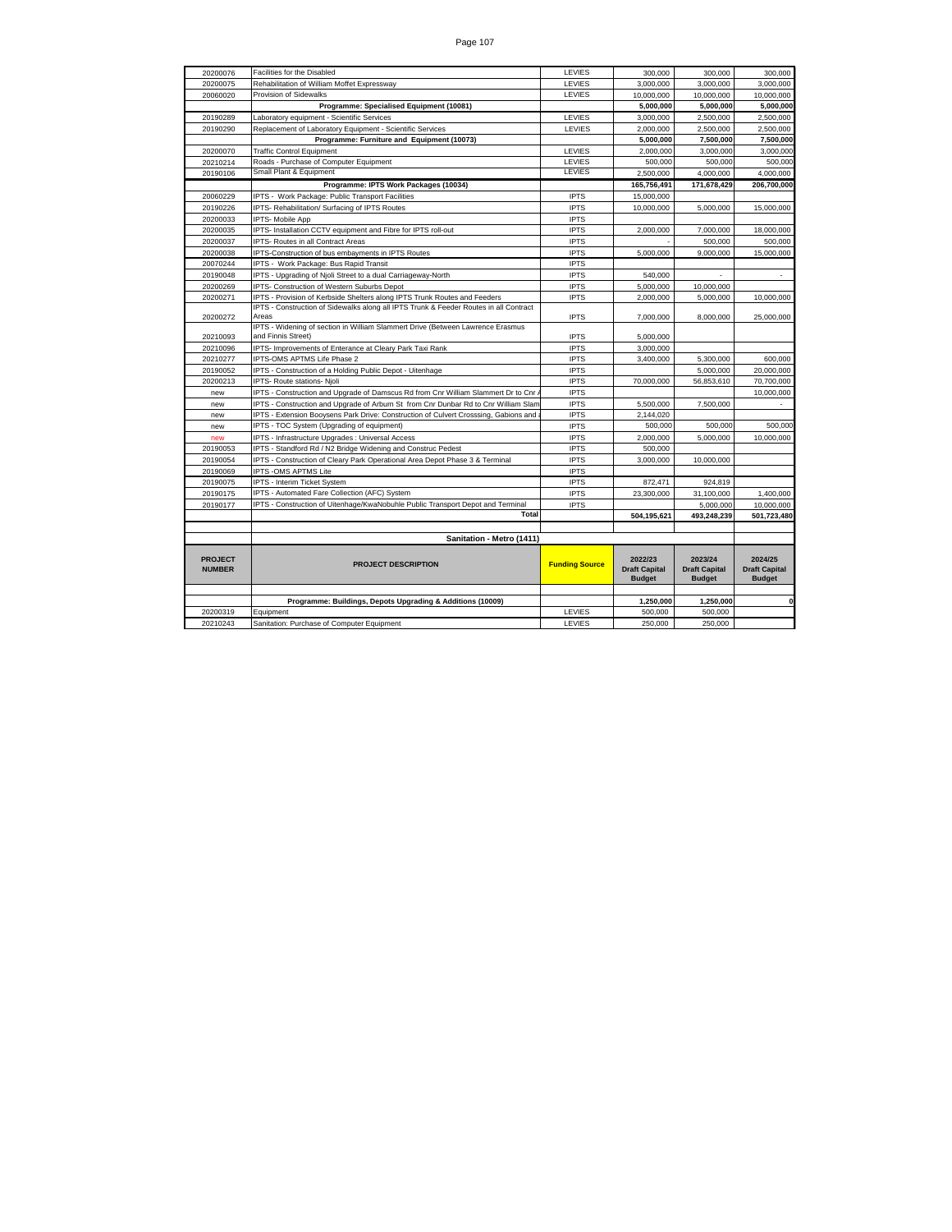| | | | | | |
|---|---|---|---|---|---|
| 20200076 | Facilities for the Disabled | LEVIES | 300,000 | 300,000 | 300,000 |
| 20200075 | Rehabilitation of William Moffet Expressway | LEVIES | 3,000,000 | 3,000,000 | 3,000,000 |
| 20060020 | Provision of Sidewalks | LEVIES | 10,000,000 | 10,000,000 | 10,000,000 |
| | **Programme: Specialised Equipment (10081)** | | **5,000,000** | **5,000,000** | **5,000,000** |
| 20190289 | Laboratory equipment - Scientific Services | LEVIES | 3,000,000 | 2,500,000 | 2,500,000 |
| 20190290 | Replacement of Laboratory Equipment - Scientific Services | LEVIES | 2,000,000 | 2,500,000 | 2,500,000 |
| | **Programme: Furniture and Equipment (10073)** | | **5,000,000** | **7,500,000** | **7,500,000** |
| 20200070 | Traffic Control Equipment | LEVIES | 2,000,000 | 3,000,000 | 3,000,000 |
| 20210214 | Roads - Purchase of Computer Equipment | LEVIES | 500,000 | 500,000 | 500,000 |
| 20190106 | Small Plant & Equipment | LEVIES | 2,500,000 | 4,000,000 | 4,000,000 |
| | **Programme: IPTS Work Packages (10034)** | | **165,756,491** | **171,678,429** | **206,700,000** |
| 20060229 | IPTS - Work Package: Public Transport Facilities | IPTS | 15,000,000 | | |
| 20190226 | IPTS- Rehabilitation/ Surfacing of IPTS Routes | IPTS | 10,000,000 | 5,000,000 | 15,000,000 |
| 20200033 | IPTS- Mobile App | IPTS | | | |
| 20200035 | IPTS- Installation CCTV equipment and Fibre for IPTS roll-out | IPTS | 2,000,000 | 7,000,000 | 18,000,000 |
| 20200037 | IPTS- Routes in all Contract Areas | IPTS | - | 500,000 | 500,000 |
| 20200038 | IPTS-Construction of bus embayments in IPTS Routes | IPTS | 5,000,000 | 9,000,000 | 15,000,000 |
| 20070244 | IPTS - Work Package: Bus Rapid Transit | IPTS | | | |
| 20190048 | IPTS - Upgrading of Njoli Street to a dual Carriageway-North | IPTS | 540,000 | - | - |
| 20200269 | IPTS- Construction of Western Suburbs Depot | IPTS | 5,000,000 | 10,000,000 | |
| 20200271 | IPTS - Provision of Kerbside Shelters along IPTS Trunk Routes and Feeders | IPTS | 2,000,000 | 5,000,000 | 10,000,000 |
| 20200272 | IPTS - Construction of Sidewalks along all IPTS Trunk & Feeder Routes in all Contract Areas | IPTS | 7,000,000 | 8,000,000 | 25,000,000 |
| 20210093 | IPTS - Widening of section in William Slammert Drive (Between Lawrence Erasmus and Finnis Street) | IPTS | 5,000,000 | | |
| 20210096 | IPTS- Improvements of Enterance at Cleary Park Taxi Rank | IPTS | 3,000,000 | | |
| 20210277 | IPTS-OMS APTMS Life Phase 2 | IPTS | 3,400,000 | 5,300,000 | 600,000 |
| 20190052 | IPTS - Construction of a Holding Public Depot - Uitenhage | IPTS | | 5,000,000 | 20,000,000 |
| 20200213 | IPTS- Route stations- Njoli | IPTS | 70,000,000 | 56,853,610 | 70,700,000 |
| new | IPTS - Construction and Upgrade of Damscus Rd from Cnr William Slammert Dr to Cnr | IPTS | | | 10,000,000 |
| new | IPTS - Construction and Upgrade of Arbum St from Cnr Dunbar Rd to Cnr William Slam | IPTS | 5,500,000 | 7,500,000 | - |
| new | IPTS - Extension Booysens Park Drive: Construction of Culvert Crosssing, Gabions and | IPTS | 2,144,020 | | |
| new | IPTS - TOC System (Upgrading of equipment) | IPTS | 500,000 | 500,000 | 500,000 |
| new | IPTS - Infrastructure Upgrades : Universal Access | IPTS | 2,000,000 | 5,000,000 | 10,000,000 |
| 20190053 | IPTS - Standford Rd / N2 Bridge Widening and Construc Pedest | IPTS | 500,000 | | |
| 20190054 | IPTS - Construction of Cleary Park Operational Area Depot Phase 3 & Terminal | IPTS | 3,000,000 | 10,000,000 | |
| 20190069 | IPTS -OMS APTMS Lite | IPTS | | | |
| 20190075 | IPTS - Interim Ticket System | IPTS | 872,471 | 924,819 | |
| 20190175 | IPTS - Automated Fare Collection (AFC) System | IPTS | 23,300,000 | 31,100,000 | 1,400,000 |
| 20190177 | IPTS - Construction of Uitenhage/KwaNobuhle Public Transport Depot and Terminal | IPTS | | 5,000,000 | 10,000,000 |
| | **Total** | | **504,195,621** | **493,248,239** | **501,723,480** |

**Sanitation - Metro (1411)**

| PROJECT NUMBER | PROJECT DESCRIPTION | Funding Source | 2022/23 Draft Capital Budget | 2023/24 Draft Capital Budget | 2024/25 Draft Capital Budget |
|---|---|---|---|---|---|
| | **Programme: Buildings, Depots Upgrading & Additions (10009)** | | **1,250,000** | **1,250,000** | **0** |
| 20200319 | Equipment | LEVIES | 500,000 | 500,000 | |
| 20210243 | Sanitation: Purchase of Computer Equipment | LEVIES | 250,000 | 250,000 | |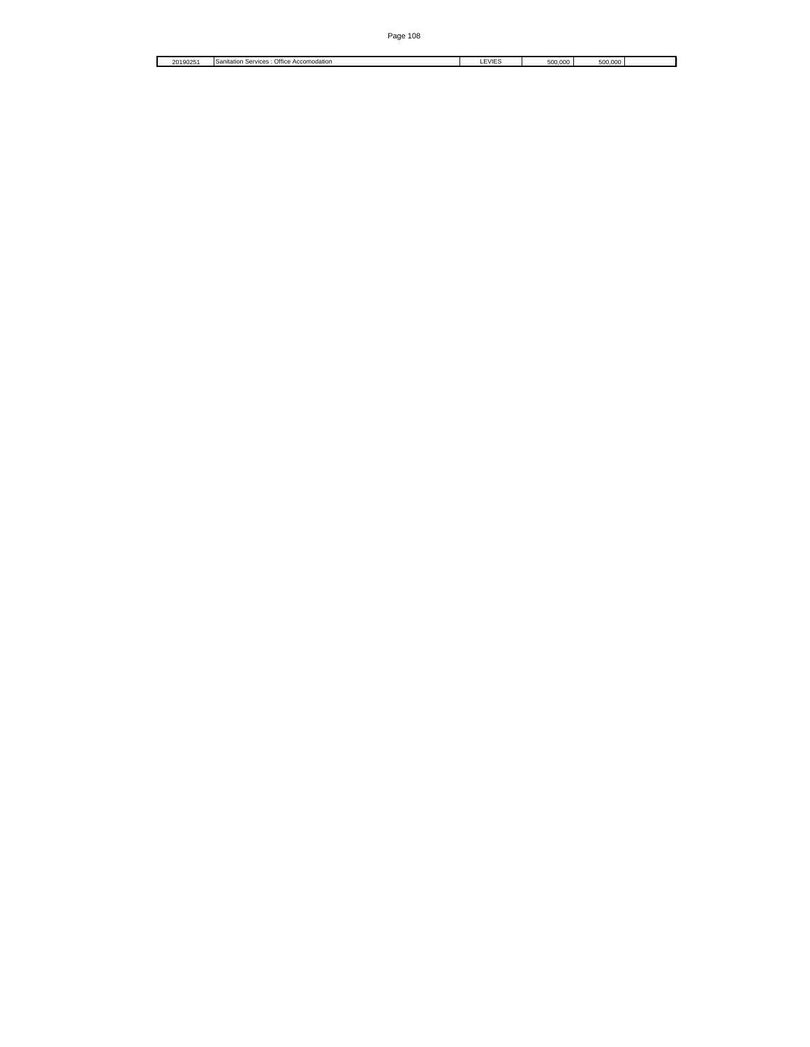| | | | | | |
|---|---|---|---|---|---|
| 20190251 | Sanitation Services : Office Accomodation | LEVIES | 500,000 | 500,000 | |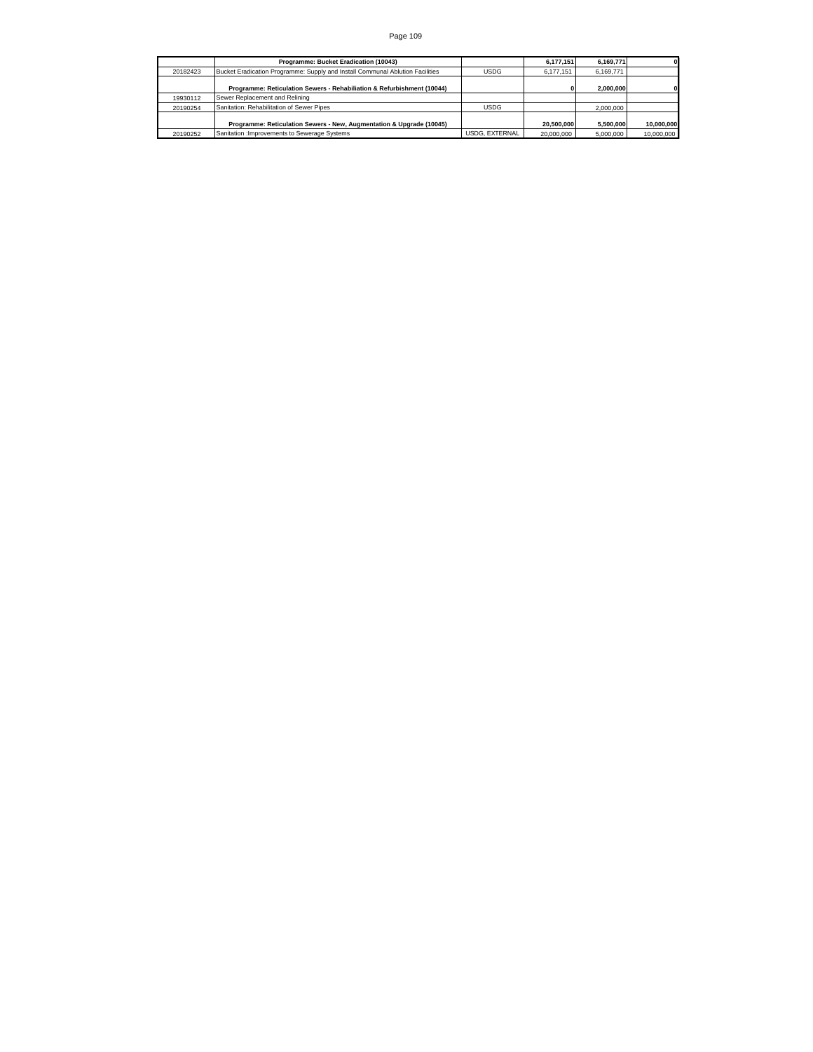| | Programme: Bucket Eradication (10043) | | 6,177,151 | 6,169,771 | 0 |
|---|---|---|---|---|---|
| 20182423 | Bucket Eradication Programme: Supply and Install Communal Ablution Facilities | USDG | 6,177,151 | 6,169,771 | |
| | **Programme: Reticulation Sewers - Rehabiliation & Refurbishment (10044)** | | **0** | **2,000,000** | **0** |
| 19930112 | Sewer Replacement and Relining | | | | |
| 20190254 | Sanitation: Rehabilitation of Sewer Pipes | USDG | | 2,000,000 | |
| | **Programme: Reticulation Sewers - New, Augmentation & Upgrade (10045)** | | **20,500,000** | **5,500,000** | **10,000,000** |
| 20190252 | Sanitation :Improvements to Sewerage Systems | USDG, EXTERNAL | 20,000,000 | 5,000,000 | 10,000,000 |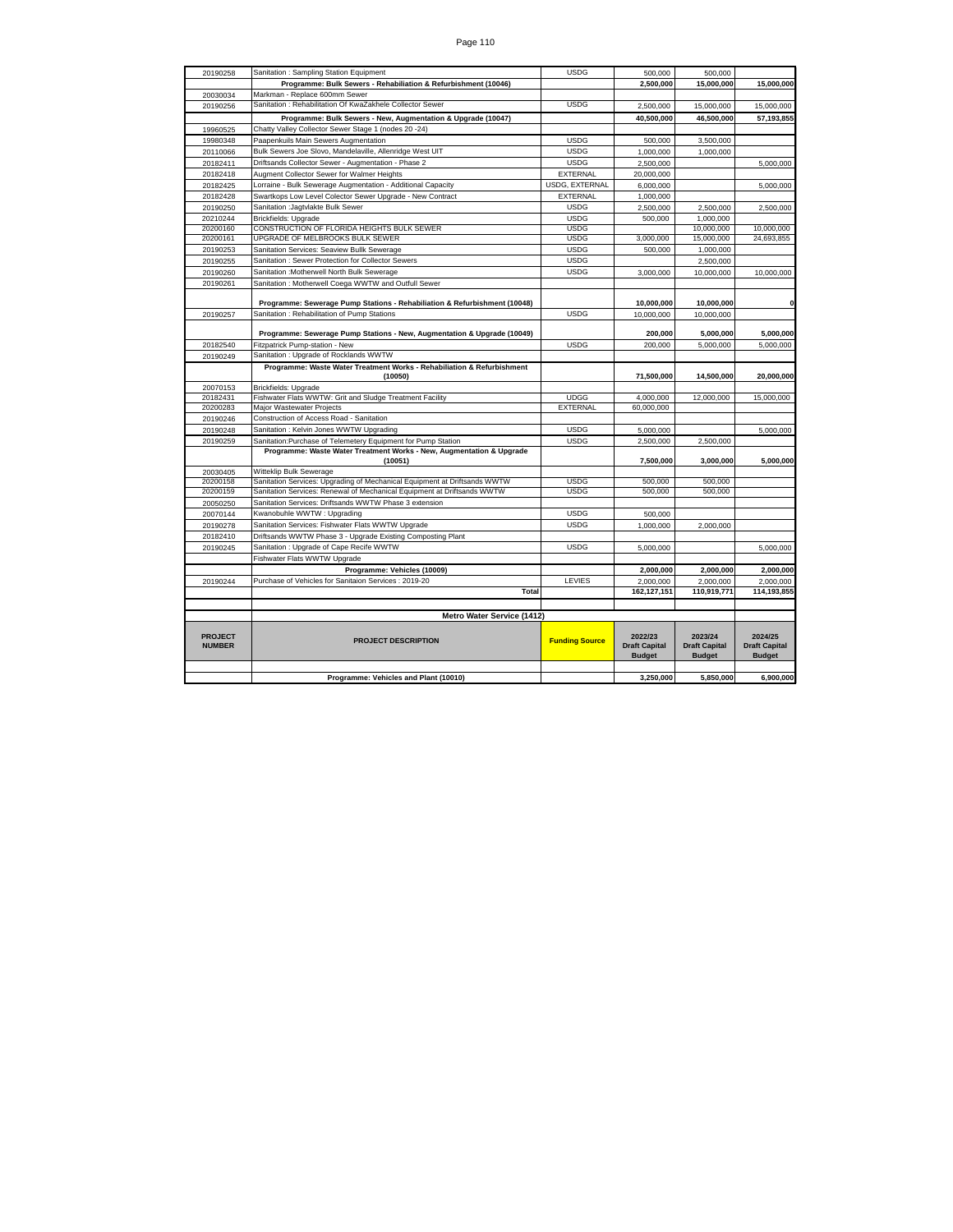| | | | | | |
|---|---|---|---|---|---|
| 20190258 | Sanitation : Sampling Station Equipment | USDG | 500,000 | 500,000 | |
| | **Programme: Bulk Sewers - Rehabiliation & Refurbishment (10046)** | | **2,500,000** | **15,000,000** | **15,000,000** |
| 20030034 | Markman - Replace 600mm Sewer | | | | |
| 20190256 | Sanitation : Rehabilitation Of KwaZakhele Collector Sewer | USDG | 2,500,000 | 15,000,000 | 15,000,000 |
| | **Programme: Bulk Sewers - New, Augmentation & Upgrade (10047)** | | **40,500,000** | **46,500,000** | **57,193,855** |
| 19960525 | Chatty Valley Collector Sewer Stage 1 (nodes 20 -24) | | | | |
| 19980348 | Paapenkuils Main Sewers Augmentation | USDG | 500,000 | 3,500,000 | |
| 20110066 | Bulk Sewers Joe Slovo, Mandelaville, Allenridge West UIT | USDG | 1,000,000 | 1,000,000 | |
| 20182411 | Driftsands Collector Sewer - Augmentation - Phase 2 | USDG | 2,500,000 | | 5,000,000 |
| 20182418 | Augment Collector Sewer for Walmer Heights | EXTERNAL | 20,000,000 | | |
| 20182425 | Lorraine - Bulk Sewerage Augmentation - Additional Capacity | USDG, EXTERNAL | 6,000,000 | | 5,000,000 |
| 20182428 | Swartkops Low Level Colector Sewer Upgrade - New Contract | EXTERNAL | 1,000,000 | | |
| 20190250 | Sanitation :Jagtvlakte Bulk Sewer | USDG | 2,500,000 | 2,500,000 | 2,500,000 |
| 20210244 | Brickfields: Upgrade | USDG | 500,000 | 1,000,000 | |
| 20200160 | CONSTRUCTION OF FLORIDA HEIGHTS BULK SEWER | USDG | | 10,000,000 | 10,000,000 |
| 20200161 | UPGRADE OF MELBROOKS BULK SEWER | USDG | 3,000,000 | 15,000,000 | 24,693,855 |
| 20190253 | Sanitation Services: Seaview Bullk Sewerage | USDG | 500,000 | 1,000,000 | |
| 20190255 | Sanitation : Sewer Protection for Collector Sewers | USDG | | 2,500,000 | |
| 20190260 | Sanitation :Motherwell North Bulk Sewerage | USDG | 3,000,000 | 10,000,000 | 10,000,000 |
| 20190261 | Sanitation : Motherwell Coega WWTW and Outfull Sewer | | | | |
| | **Programme: Sewerage Pump Stations - Rehabiliation & Refurbishment (10048)** | | **10,000,000** | **10,000,000** | **0** |
| 20190257 | Sanitation : Rehabilitation of Pump Stations | USDG | 10,000,000 | 10,000,000 | |
| | **Programme: Sewerage Pump Stations - New, Augmentation & Upgrade (10049)** | | **200,000** | **5,000,000** | **5,000,000** |
| 20182540 | Fitzpatrick Pump-station - New | USDG | 200,000 | 5,000,000 | 5,000,000 |
| 20190249 | Sanitation : Upgrade of Rocklands WWTW | | | | |
| | **Programme: Waste Water Treatment Works - Rehabiliation & Refurbishment (10050)** | | **71,500,000** | **14,500,000** | **20,000,000** |
| 20070153 | Brickfields: Upgrade | | | | |
| 20182431 | Fishwater Flats WWTW: Grit and Sludge Treatment Facility | UDGG | 4,000,000 | 12,000,000 | 15,000,000 |
| 20200283 | Major Wastewater Projects | EXTERNAL | 60,000,000 | | |
| 20190246 | Construction of Access Road - Sanitation | | | | |
| 20190248 | Sanitation : Kelvin Jones WWTW Upgrading | USDG | 5,000,000 | | 5,000,000 |
| 20190259 | Sanitation:Purchase of Telemetery Equipment for Pump Station | USDG | 2,500,000 | 2,500,000 | |
| | **Programme: Waste Water Treatment Works - New, Augmentation & Upgrade (10051)** | | **7,500,000** | **3,000,000** | **5,000,000** |
| 20030405 | Witteklip Bulk Sewerage | | | | |
| 20200158 | Sanitation Services: Upgrading of Mechanical Equipment at Driftsands WWTW | USDG | 500,000 | 500,000 | |
| 20200159 | Sanitation Services: Renewal of Mechanical Equipment at Driftsands WWTW | USDG | 500,000 | 500,000 | |
| 20050250 | Sanitation Services: Driftsands WWTW Phase 3 extension | | | | |
| 20070144 | Kwanobuhle WWTW : Upgrading | USDG | 500,000 | | |
| 20190278 | Sanitation Services: Fishwater Flats WWTW Upgrade | USDG | 1,000,000 | 2,000,000 | |
| 20182410 | Driftsands WWTW Phase 3 - Upgrade Existing Composting Plant | | | | |
| 20190245 | Sanitation : Upgrade of Cape Recife WWTW | USDG | 5,000,000 | | 5,000,000 |
| | Fishwater Flats WWTW Upgrade | | | | |
| | **Programme: Vehicles (10009)** | | **2,000,000** | **2,000,000** | **2,000,000** |
| 20190244 | Purchase of Vehicles for Sanitaion Services : 2019-20 | LEVIES | 2,000,000 | 2,000,000 | 2,000,000 |
| | **Total** | | **162,127,151** | **110,919,771** | **114,193,855** |

**Metro Water Service (1412)**

| PROJECT NUMBER | PROJECT DESCRIPTION | Funding Source | 2022/23 Draft Capital Budget | 2023/24 Draft Capital Budget | 2024/25 Draft Capital Budget |
|---|---|---|---|---|---|
| | **Programme: Vehicles and Plant (10010)** | | **3,250,000** | **5,850,000** | **6,900,000** |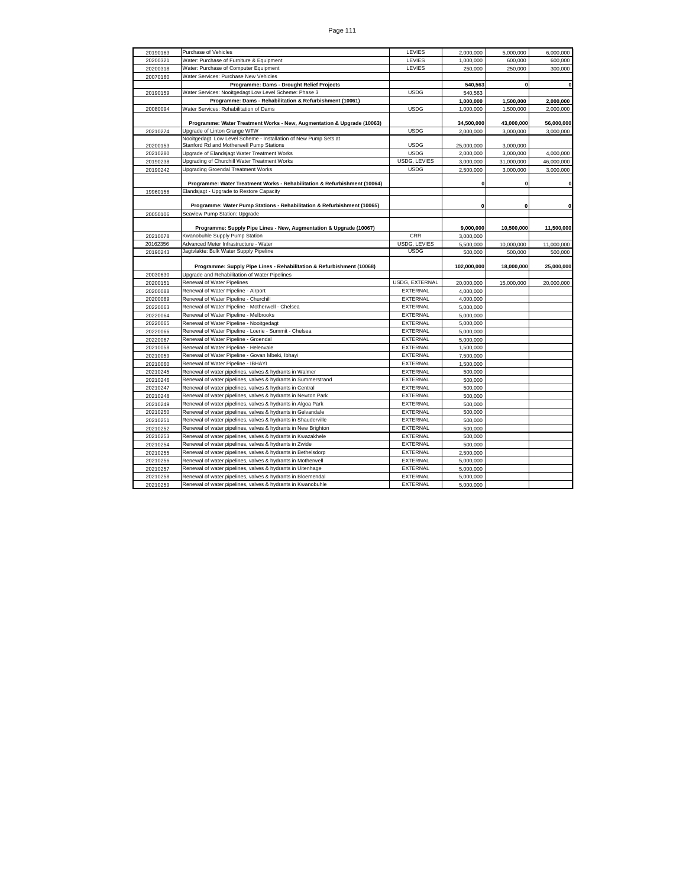| | | | | | |
|---|---|---|---|---|---|
| 20190163 | Purchase of Vehicles | LEVIES | 2,000,000 | 5,000,000 | 6,000,000 |
| 20200321 | Water: Purchase of Furniture & Equipment | LEVIES | 1,000,000 | 600,000 | 600,000 |
| 20200318 | Water: Purchase of Computer Equipment | LEVIES | 250,000 | 250,000 | 300,000 |
| 20070160 | Water Services: Purchase New Vehicles | | | | |
| | **Programme: Dams - Drought Relief Projects** | | **540,563** | **0** | **0** |
| 20190159 | Water Services: Nooitgedagt Low Level Scheme: Phase 3 | USDG | 540,563 | | |
| | **Programme: Dams - Rehabilitation & Refurbishment (10061)** | | **1,000,000** | **1,500,000** | **2,000,000** |
| 20080094 | Water Services: Rehabilitation of Dams | USDG | 1,000,000 | 1,500,000 | 2,000,000 |
| | **Programme: Water Treatment Works - New, Augmentation & Upgrade (10063)** | | **34,500,000** | **43,000,000** | **56,000,000** |
| 20210274 | Upgrade of Linton Grange WTW | USDG | 2,000,000 | 3,000,000 | 3,000,000 |
| 20200153 | Nooitgedagt Low Level Scheme - Installation of New Pump Sets at Stanford Rd and Motherwell Pump Stations | USDG | 25,000,000 | 3,000,000 | |
| 20210280 | Upgrade of Elandsjagt Water Treatment Works | USDG | 2,000,000 | 3,000,000 | 4,000,000 |
| 20190238 | Upgrading of Churchill Water Treatment Works | USDG, LEVIES | 3,000,000 | 31,000,000 | 46,000,000 |
| 20190242 | Upgrading Groendal Treatment Works | USDG | 2,500,000 | 3,000,000 | 3,000,000 |
| | **Programme: Water Treatment Works - Rehabilitation & Refurbishment (10064)** | | **0** | **0** | **0** |
| 19960156 | Elandsjagt - Upgrade to Restore Capacity | | | | |
| | **Programme: Water Pump Stations - Rehabilitation & Refurbishment (10065)** | | **0** | **0** | **0** |
| 20050106 | Seaview Pump Station: Upgrade | | | | |
| | **Programme: Supply Pipe Lines - New, Augmentation & Upgrade (10067)** | | **9,000,000** | **10,500,000** | **11,500,000** |
| 20210078 | Kwanobuhle Supply Pump Station | CRR | 3,000,000 | | |
| 20162356 | Advanced Meter Infrastructure - Water | USDG, LEVIES | 5,500,000 | 10,000,000 | 11,000,000 |
| 20190243 | Jagtvlakte: Bulk Water Supply Pipeline | USDG | 500,000 | 500,000 | 500,000 |
| | **Programme: Supply Pipe Lines - Rehabilitation & Refurbishment (10068)** | | **102,000,000** | **18,000,000** | **25,000,000** |
| 20030630 | Upgrade and Rehabilitation of Water Pipelines | | | | |
| 20200151 | Renewal of Water Pipelines | USDG, EXTERNAL | 20,000,000 | 15,000,000 | 20,000,000 |
| 20200088 | Renewal of Water Pipeline - Airport | EXTERNAL | 4,000,000 | | |
| 20200089 | Renewal of Water Pipeline - Churchill | EXTERNAL | 4,000,000 | | |
| 20220063 | Renewal of Water Pipeline - Motherwell - Chelsea | EXTERNAL | 5,000,000 | | |
| 20220064 | Renewal of Water Pipeline - Melbrooks | EXTERNAL | 5,000,000 | | |
| 20220065 | Renewal of Water Pipeline - Nooitgedagt | EXTERNAL | 5,000,000 | | |
| 20220066 | Renewal of Water Pipeline - Loerie - Summit - Chelsea | EXTERNAL | 5,000,000 | | |
| 20220067 | Renewal of Water Pipeline - Groendal | EXTERNAL | 5,000,000 | | |
| 20210058 | Renewal of Water Pipeline - Helenvale | EXTERNAL | 1,500,000 | | |
| 20210059 | Renewal of Water Pipeline - Govan Mbeki, Ibhayi | EXTERNAL | 7,500,000 | | |
| 20210060 | Renewal of Water Pipeline - IBHAYI | EXTERNAL | 1,500,000 | | |
| 20210245 | Renewal of water pipelines, valves & hydrants in Walmer | EXTERNAL | 500,000 | | |
| 20210246 | Renewal of water pipelines, valves & hydrants in Summerstrand | EXTERNAL | 500,000 | | |
| 20210247 | Renewal of water pipelines, valves & hydrants in Central | EXTERNAL | 500,000 | | |
| 20210248 | Renewal of water pipelines, valves & hydrants in Newton Park | EXTERNAL | 500,000 | | |
| 20210249 | Renewal of water pipelines, valves & hydrants in Algoa Park | EXTERNAL | 500,000 | | |
| 20210250 | Renewal of water pipelines, valves & hydrants in Gelvandale | EXTERNAL | 500,000 | | |
| 20210251 | Renewal of water pipelines, valves & hydrants in Shauderville | EXTERNAL | 500,000 | | |
| 20210252 | Renewal of water pipelines, valves & hydrants in New Brighton | EXTERNAL | 500,000 | | |
| 20210253 | Renewal of water pipelines, valves & hydrants in Kwazakhele | EXTERNAL | 500,000 | | |
| 20210254 | Renewal of water pipelines, valves & hydrants in Zwide | EXTERNAL | 500,000 | | |
| 20210255 | Renewal of water pipelines, valves & hydrants in Bethelsdorp | EXTERNAL | 2,500,000 | | |
| 20210256 | Renewal of water pipelines, valves & hydrants in Motherwell | EXTERNAL | 5,000,000 | | |
| 20210257 | Renewal of water pipelines, valves & hydrants in Uitenhage | EXTERNAL | 5,000,000 | | |
| 20210258 | Renewal of water pipelines, valves & hydrants in Bloemendal | EXTERNAL | 5,000,000 | | |
| 20210259 | Renewal of water pipelines, valves & hydrants in Kwanobuhle | EXTERNAL | 5,000,000 | | |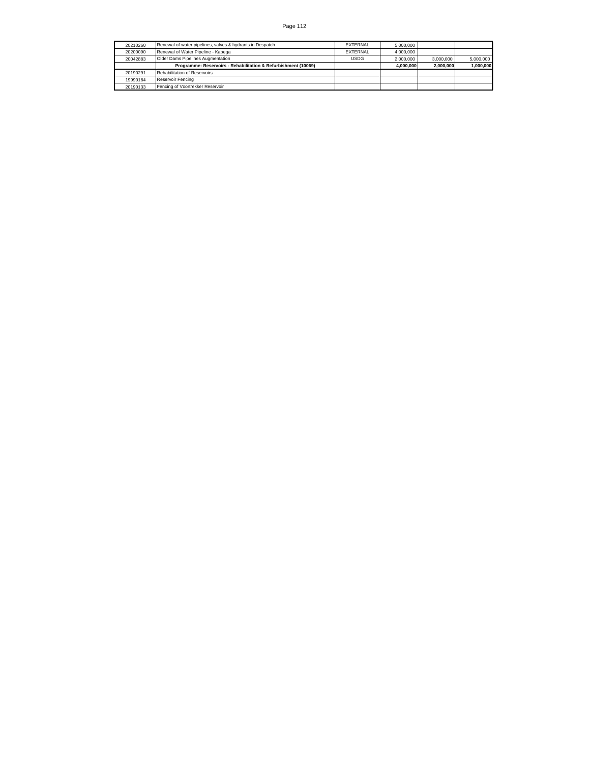| | | | | | |
|---|---|---|---|---|---|
| 20210260 | Renewal of water pipelines, valves & hydrants in Despatch | EXTERNAL | 5,000,000 | | |
| 20200090 | Renewal of Water Pipeline - Kabega | EXTERNAL | 4,000,000 | | |
| 20042883 | Older Dams Pipelines Augmentation | USDG | 2,000,000 | 3,000,000 | 5,000,000 |
| | **Programme: Reservoirs - Rehabilitation & Refurbishment (10069)** | | **4,000,000** | **2,000,000** | **1,000,000** |
| 20190291 | Rehabilitation of Reservoirs | | | | |
| 19990184 | Reservoir Fencing | | | | |
| 20190133 | Fencing of Voortrekker Reservoir | | | | |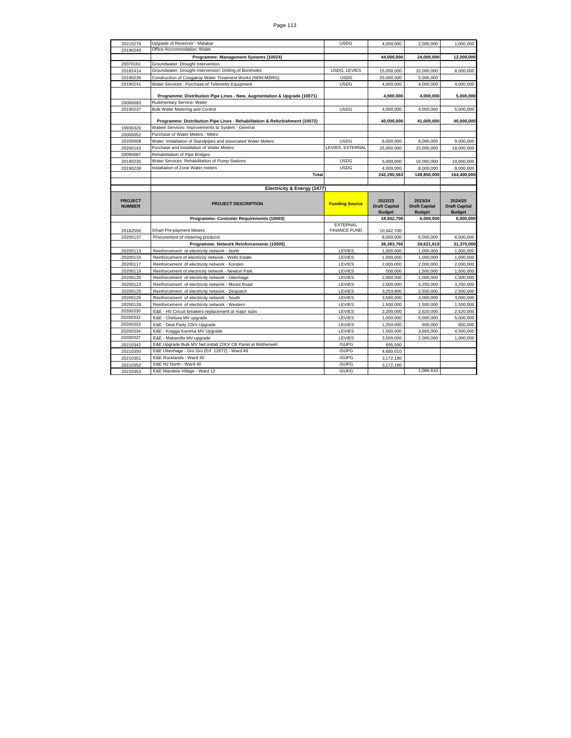| | | | | | |
|---|---|---|---|---|---|
| 20210279 | Upgrade of Reservoir - Malabar | USDG | 4,000,000 | 2,000,000 | 1,000,000 |
| 20190240 | Office Accommodation: Water | | | | |
| | **Programme: Management Systems (10024)** | | **44,000,000** | **24,000,000** | **12,000,000** |
| 20070161 | Groundwater: Drought Intervention | | | | |
| 20182414 | Groundwater: Drought Intervention: Drilling of Boreholes | USDG, LEVIES | 15,000,000 | 15,000,000 | 8,000,000 |
| 20190236 | Construction of Coegakop Water Treatment Works (NON-MDRG) | USDG | 25,000,000 | 5,000,000 | |
| 20190241 | Water Services : Purchase of Telemetry Equipment | USDG | 4,000,000 | 4,000,000 | 4,000,000 |
| | **Programme: Distribution Pipe Lines - New, Augmentation & Upgrade (10071)** | | **4,000,000** | **4,000,000** | **5,000,000** |
| 20060083 | Rudimentary Service: Water | | | | |
| 20190237 | Bulk Water Metering and Control | USDG | 4,000,000 | 4,000,000 | 5,000,000 |
| | **Programme: Distribution Pipe Lines - Rehabilitation & Refurbishment (10072)** | | **40,000,000** | **41,000,000** | **45,000,000** |
| 19930320 | Wateer Services: Improvements to System - General | | | | |
| 20000052 | Purchase of Water Meters - Metro | | | | |
| 20200008 | Water: Installation of Standpipes and associated Water Meters | USDG | 6,000,000 | 8,000,000 | 9,000,000 |
| 20200143 | Purchase and Installation of Water Meters | LEVIES, EXTERNAL | 25,000,000 | 15,000,000 | 18,000,000 |
| 20080087 | Rehabilitation of Pipe Bridges | | | | |
| 20190235 | Water Services: Rehabilitation of Pump Stations | USDG | 5,000,000 | 10,000,000 | 10,000,000 |
| 20190239 | Installation of Zone Water meters | USDG | 4,000,000 | 8,000,000 | 8,000,000 |
| | **Total** | | **242,290,563** | **149,850,000** | **164,400,000** |

**Electricity & Energy (1477)**

| PROJECT NUMBER | PROJECT DESCRIPTION | Funding Source | 2022/23 Draft Capital Budget | 2023/24 Draft Capital Budget | 2024/25 Draft Capital Budget |
|---|---|---|---|---|---|
| | **Programme: Customer Requirements (10003)** | | **18,942,700** | **6,000,000** | **6,000,000** |
| 20182550 | Smart Pre-payment Meters | EXTERNAL FINANCE FUND | 10,942,700 | | |
| 20200137 | Procurement of metering products | | 8,000,000 | 6,000,000 | 6,000,000 |
| | **Programme: Network Reinforcements (10005)** | | **38,383,760** | **34,621,610** | **31,370,000** |
| 20200113 | Reinforcement of electricity network - North | LEVIES | 1,000,000 | 1,000,000 | 1,000,000 |
| 20200115 | Reinforcement of electricity network - Wells Estate | LEVIES | 1,000,000 | 1,000,000 | 1,000,000 |
| 20200117 | Reinforcement of electricity network - Korsten | LEVIES | 2,000,000 | 2,000,000 | 2,000,000 |
| 20200119 | Reinforcement of electricity network - Newton Park | LEVIES | 500,000 | 1,500,000 | 1,500,000 |
| 20200120 | Reinforcement of electricity network - Uitenhage | LEVIES | 2,000,000 | 1,000,000 | 1,000,000 |
| 20200123 | Reinforcement of electricity network - Mount Road | LEVIES | 2,500,000 | 4,250,000 | 3,250,000 |
| 20200125 | Reinforcement of electricity network - Despatch | LEVIES | 3,253,800 | 2,500,000 | 2,500,000 |
| 20200126 | Reinforcement of electricity network - South | LEVIES | 3,500,000 | 4,000,000 | 3,000,000 |
| 20200128 | Reinforcement of electricity network - Western | LEVIES | 1,500,000 | 1,500,000 | 1,500,000 |
| 20200330 | E&E - HV Circuit breakers replacement at major subs | LEVIES | 2,200,000 | 2,520,000 | 2,520,000 |
| 20200332 | E&E - Chelsea MV upgrade | LEVIES | 1,000,000 | 5,000,000 | 5,000,000 |
| 20200333 | E&E - Deal Party 22kV Upgrade | LEVIES | 1,250,000 | 600,000 | 600,000 |
| 20200334 | E&E - Kragga Kamma MV Upgrade | LEVIES | 1,500,000 | 3,665,000 | 4,500,000 |
| 20200337 | E&E - Mabandla MV upgrade | LEVIES | 3,500,000 | 2,000,000 | 1,000,000 |
| 20210342 | E&E Upgrade Bulk MV Net,install 22KV CB Panel at Motherwell | ISUPG | 655,590 | | |
| 20210350 | E&E Uitenhage - Gro Gro (Erf. 12872) - Ward 49 | ISUPG | 4,680,010 | | |
| 20210351 | E&E Rocklands - Ward 40 | ISUPG | 3,172,180 | | |
| 20210352 | E&E N2 North - Ward 40 | ISUPG | 3,172,180 | | |
| 20210353 | E&E Mandela Village - Ward 12 | ISUPG | | 1,086,610 | |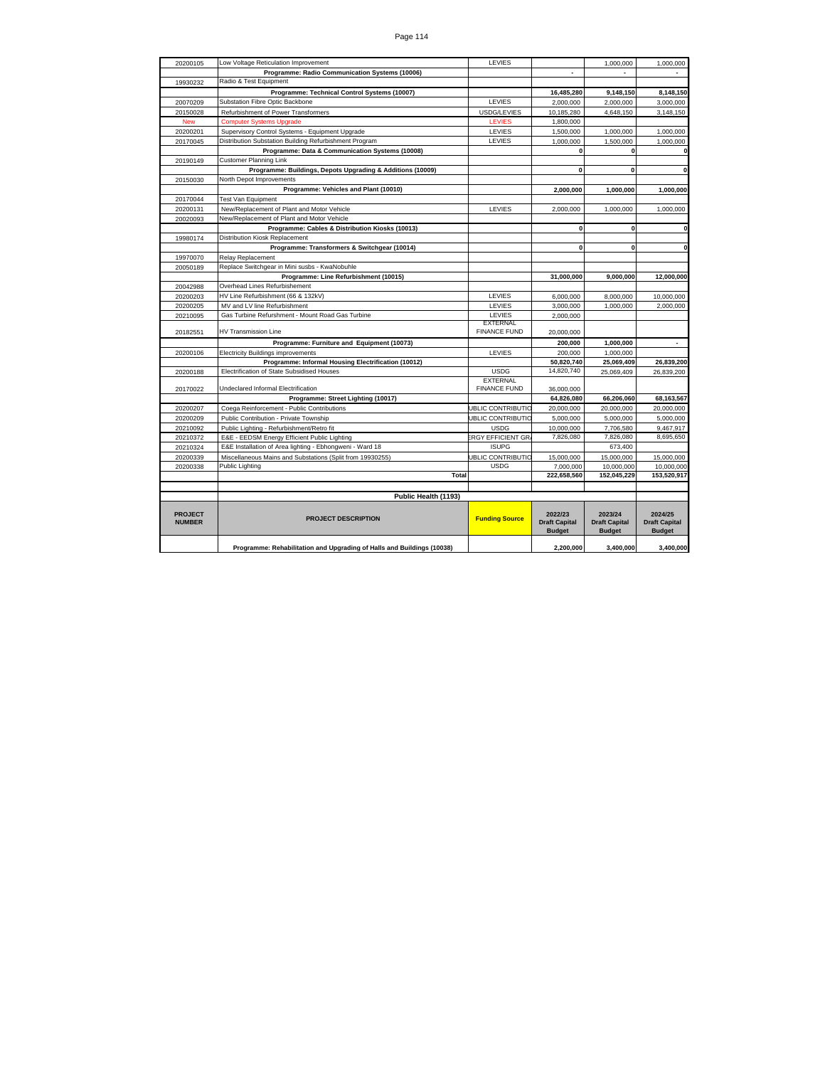| | | | | | |
|---|---|---|---|---|---|
| 20200105 | Low Voltage Reticulation Improvement | LEVIES | | 1,000,000 | 1,000,000 |
| | **Programme: Radio Communication Systems (10006)** | | - | - | - |
| 19930232 | Radio & Test Equipment | | | | |
| | **Programme: Technical Control Systems (10007)** | | **16,485,280** | **9,148,150** | **8,148,150** |
| 20070209 | Substation Fibre Optic Backbone | LEVIES | 2,000,000 | 2,000,000 | 3,000,000 |
| 20150028 | Refurbishment of Power Transformers | USDG/LEVIES | 10,185,280 | 4,648,150 | 3,148,150 |
| New | Computer Systems Upgrade | LEVIES | 1,800,000 | | |
| 20200201 | Supervisory Control Systems - Equipment Upgrade | LEVIES | 1,500,000 | 1,000,000 | 1,000,000 |
| 20170045 | Distribution Substation Building Refurbishment Program | LEVIES | 1,000,000 | 1,500,000 | 1,000,000 |
| | **Programme: Data & Communication Systems (10008)** | | **0** | **0** | **0** |
| 20190149 | Customer Planning Link | | | | |
| | **Programme: Buildings, Depots Upgrading & Additions (10009)** | | **0** | **0** | **0** |
| 20150030 | North Depot Improvements | | | | |
| | **Programme: Vehicles and Plant (10010)** | | **2,000,000** | **1,000,000** | **1,000,000** |
| 20170044 | Test Van Equipment | | | | |
| 20200131 | New/Replacement of Plant and Motor Vehicle | LEVIES | 2,000,000 | 1,000,000 | 1,000,000 |
| 20020093 | New/Replacement of Plant and Motor Vehicle | | | | |
| | **Programme: Cables & Distribution Kiosks (10013)** | | **0** | **0** | **0** |
| 19980174 | Distribution Kiosk Replacement | | | | |
| | **Programme: Transformers & Switchgear (10014)** | | **0** | **0** | **0** |
| 19970070 | Relay Replacement | | | | |
| 20050189 | Replace Switchgear in Mini susbs - KwaNobuhle | | | | |
| | **Programme: Line Refurbishment (10015)** | | **31,000,000** | **9,000,000** | **12,000,000** |
| 20042988 | Overhead Lines Refurbishement | | | | |
| 20200203 | HV Line Refurbishment (66 & 132kV) | LEVIES | 6,000,000 | 8,000,000 | 10,000,000 |
| 20200205 | MV and LV line Refurbishment | LEVIES | 3,000,000 | 1,000,000 | 2,000,000 |
| 20210095 | Gas Turbine Refurshment - Mount Road Gas Turbine | LEVIES | 2,000,000 | | |
| 20182551 | HV Transmission Line | EXTERNAL FINANCE FUND | 20,000,000 | | |
| | **Programme: Furniture and Equipment (10073)** | | **200,000** | **1,000,000** | **-** |
| 20200106 | Electricity Buildings improvements | LEVIES | 200,000 | 1,000,000 | |
| | **Programme: Informal Housing Electrification (10012)** | | **50,820,740** | **25,069,409** | **26,839,200** |
| 20200188 | Electrification of State Subsidised Houses | USDG | 14,820,740 | 25,069,409 | 26,839,200 |
| 20170022 | Undeclared Informal Electrification | EXTERNAL FINANCE FUND | 36,000,000 | | |
| | **Programme: Street Lighting (10017)** | | **64,826,080** | **66,206,060** | **68,163,567** |
| 20200207 | Coega Reinforcement - Public Contributions | UBLIC CONTRIBUTIO | 20,000,000 | 20,000,000 | 20,000,000 |
| 20200209 | Public Contribution - Private Township | UBLIC CONTRIBUTIO | 5,000,000 | 5,000,000 | 5,000,000 |
| 20210092 | Public Lighting - Refurbishment/Retro fit | USDG | 10,000,000 | 7,706,580 | 9,467,917 |
| 20210372 | E&E - EEDSM Energy Efficient Public Lighting | ERGY EFFICIENT GR | 7,826,080 | 7,826,080 | 8,695,650 |
| 20210324 | E&E Installation of Area lighting - Ebhongweni - Ward 18 | ISUPG | | 673,400 | |
| 20200339 | Miscellaneous Mains and Substations (Split from 19930255) | UBLIC CONTRIBUTIO | 15,000,000 | 15,000,000 | 15,000,000 |
| 20200338 | Public Lighting | USDG | 7,000,000 | 10,000,000 | 10,000,000 |
| | **Total** | | **222,658,560** | **152,045,229** | **153,520,917** |

**Public Health (1193)**

| PROJECT NUMBER | PROJECT DESCRIPTION | Funding Source | 2022/23 Draft Capital Budget | 2023/24 Draft Capital Budget | 2024/25 Draft Capital Budget |
|---|---|---|---|---|---|
| | **Programme: Rehabilitation and Upgrading of Halls and Buildings (10038)** | | **2,200,000** | **3,400,000** | **3,400,000** |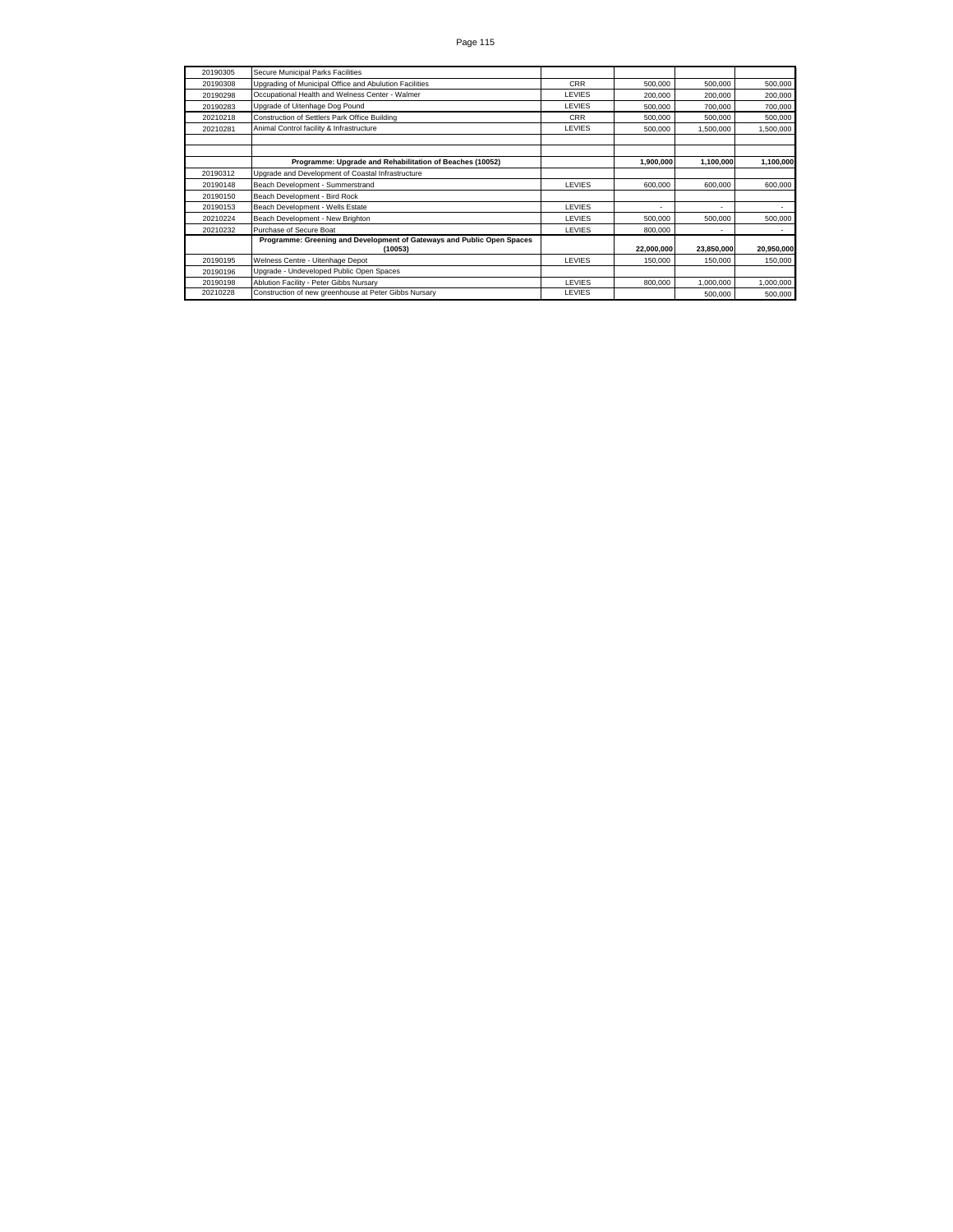| | | | | | |
|---|---|---|---|---|---|
| 20190305 | Secure Municipal Parks Facilities | | | | |
| 20190308 | Upgrading of Municipal Office and Abulution Facilities | CRR | 500,000 | 500,000 | 500,000 |
| 20190298 | Occupational Health and Welness Center - Walmer | LEVIES | 200,000 | 200,000 | 200,000 |
| 20190283 | Upgrade of Uitenhage Dog Pound | LEVIES | 500,000 | 700,000 | 700,000 |
| 20210218 | Construction of Settlers Park Office Building | CRR | 500,000 | 500,000 | 500,000 |
| 20210281 | Animal Control facility & Infrastructure | LEVIES | 500,000 | 1,500,000 | 1,500,000 |
| | | | | | |
| | | | | | |
| | **Programme: Upgrade and Rehabilitation of Beaches (10052)** | | **1,900,000** | **1,100,000** | **1,100,000** |
| 20190312 | Upgrade and Development of Coastal Infrastructure | | | | |
| 20190148 | Beach Development - Summerstrand | LEVIES | 600,000 | 600,000 | 600,000 |
| 20190150 | Beach Development - Bird Rock | | | | |
| 20190153 | Beach Development - Wells Estate | LEVIES | - | - | - |
| 20210224 | Beach Development - New Brighton | LEVIES | 500,000 | 500,000 | 500,000 |
| 20210232 | Purchase of Secure Boat | LEVIES | 800,000 | - | - |
| | **Programme: Greening and Development of Gateways and Public Open Spaces (10053)** | | **22,000,000** | **23,850,000** | **20,950,000** |
| 20190195 | Welness Centre - Uitenhage Depot | LEVIES | 150,000 | 150,000 | 150,000 |
| 20190196 | Upgrade - Undeveloped Public Open Spaces | | | | |
| 20190198 | Ablution Facility - Peter Gibbs Nursary | LEVIES | 800,000 | 1,000,000 | 1,000,000 |
| 20210228 | Construction of new greenhouse at Peter Gibbs Nursary | LEVIES | | 500,000 | 500,000 |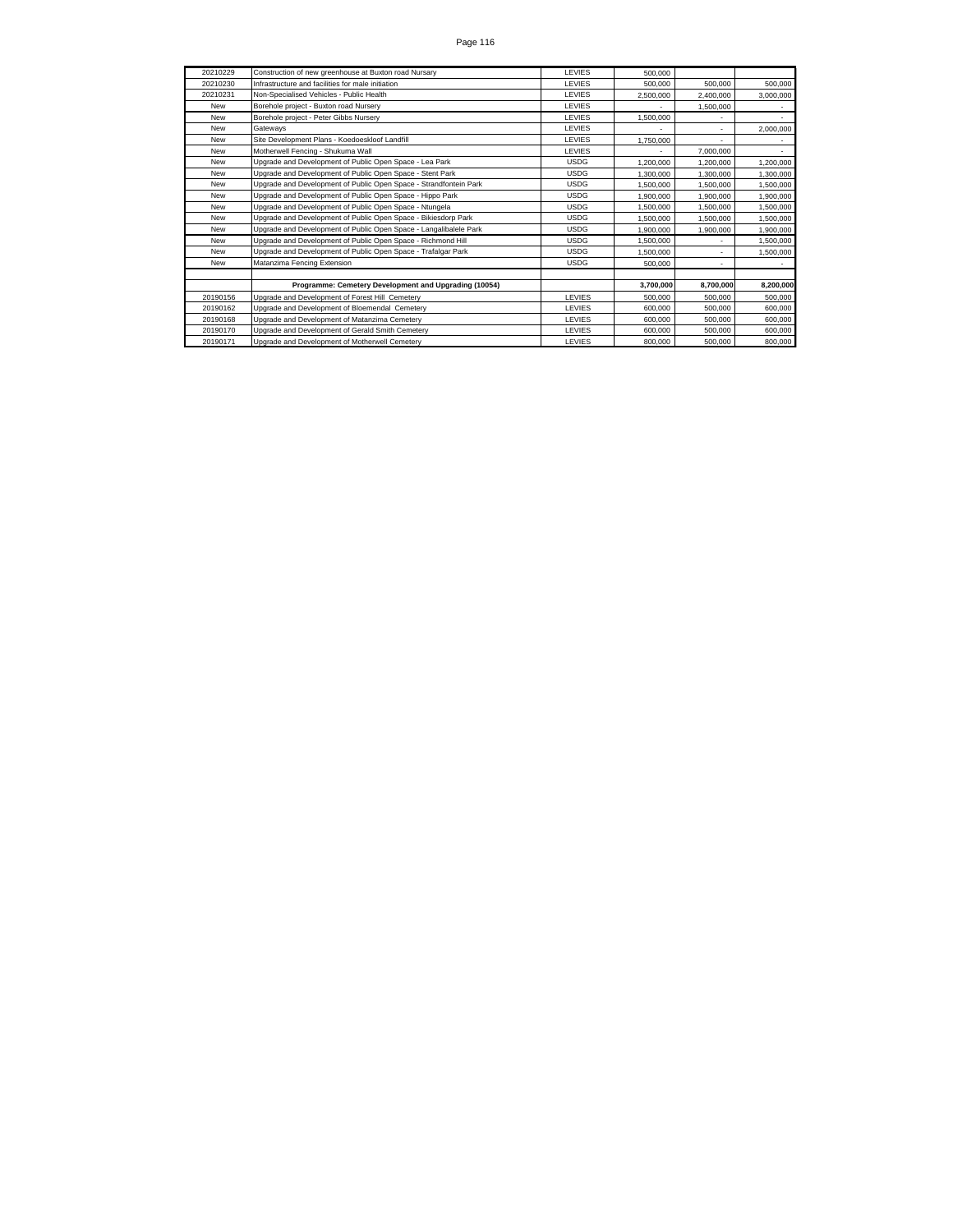| | | | | | |
|---|---|---|---|---|---|
| 20210229 | Construction of new greenhouse at Buxton road Nursary | LEVIES | 500,000 | | |
| 20210230 | Infrastructure and facilities for male initiation | LEVIES | 500,000 | 500,000 | 500,000 |
| 20210231 | Non-Specialised Vehicles - Public Health | LEVIES | 2,500,000 | 2,400,000 | 3,000,000 |
| New | Borehole project - Buxton road Nursery | LEVIES | - | 1,500,000 | - |
| New | Borehole project - Peter Gibbs Nursery | LEVIES | 1,500,000 | - | - |
| New | Gateways | LEVIES | - | - | 2,000,000 |
| New | Site Development Plans - Koedoeskloof Landfill | LEVIES | 1,750,000 | - | - |
| New | Motherwell Fencing - Shukuma Wall | LEVIES | - | 7,000,000 | - |
| New | Upgrade and Development of Public Open Space - Lea Park | USDG | 1,200,000 | 1,200,000 | 1,200,000 |
| New | Upgrade and Development of Public Open Space - Stent Park | USDG | 1,300,000 | 1,300,000 | 1,300,000 |
| New | Upgrade and Development of Public Open Space - Strandfontein Park | USDG | 1,500,000 | 1,500,000 | 1,500,000 |
| New | Upgrade and Development of Public Open Space - Hippo Park | USDG | 1,900,000 | 1,900,000 | 1,900,000 |
| New | Upgrade and Development of Public Open Space - Ntungela | USDG | 1,500,000 | 1,500,000 | 1,500,000 |
| New | Upgrade and Development of Public Open Space - Bikiesdorp Park | USDG | 1,500,000 | 1,500,000 | 1,500,000 |
| New | Upgrade and Development of Public Open Space - Langalibalele Park | USDG | 1,900,000 | 1,900,000 | 1,900,000 |
| New | Upgrade and Development of Public Open Space - Richmond Hill | USDG | 1,500,000 | - | 1,500,000 |
| New | Upgrade and Development of Public Open Space - Trafalgar Park | USDG | 1,500,000 | - | 1,500,000 |
| New | Matanzima Fencing Extension | USDG | 500,000 | - | - |
| | | | | | |
| | **Programme: Cemetery Development and Upgrading (10054)** | | **3,700,000** | **8,700,000** | **8,200,000** |
| 20190156 | Upgrade and Development of Forest Hill Cemetery | LEVIES | 500,000 | 500,000 | 500,000 |
| 20190162 | Upgrade and Development of Bloemendal Cemetery | LEVIES | 600,000 | 500,000 | 600,000 |
| 20190168 | Upgrade and Development of Matanzima Cemetery | LEVIES | 600,000 | 500,000 | 600,000 |
| 20190170 | Upgrade and Development of Gerald Smith Cemetery | LEVIES | 600,000 | 500,000 | 600,000 |
| 20190171 | Upgrade and Development of Motherwell Cemetery | LEVIES | 800,000 | 500,000 | 800,000 |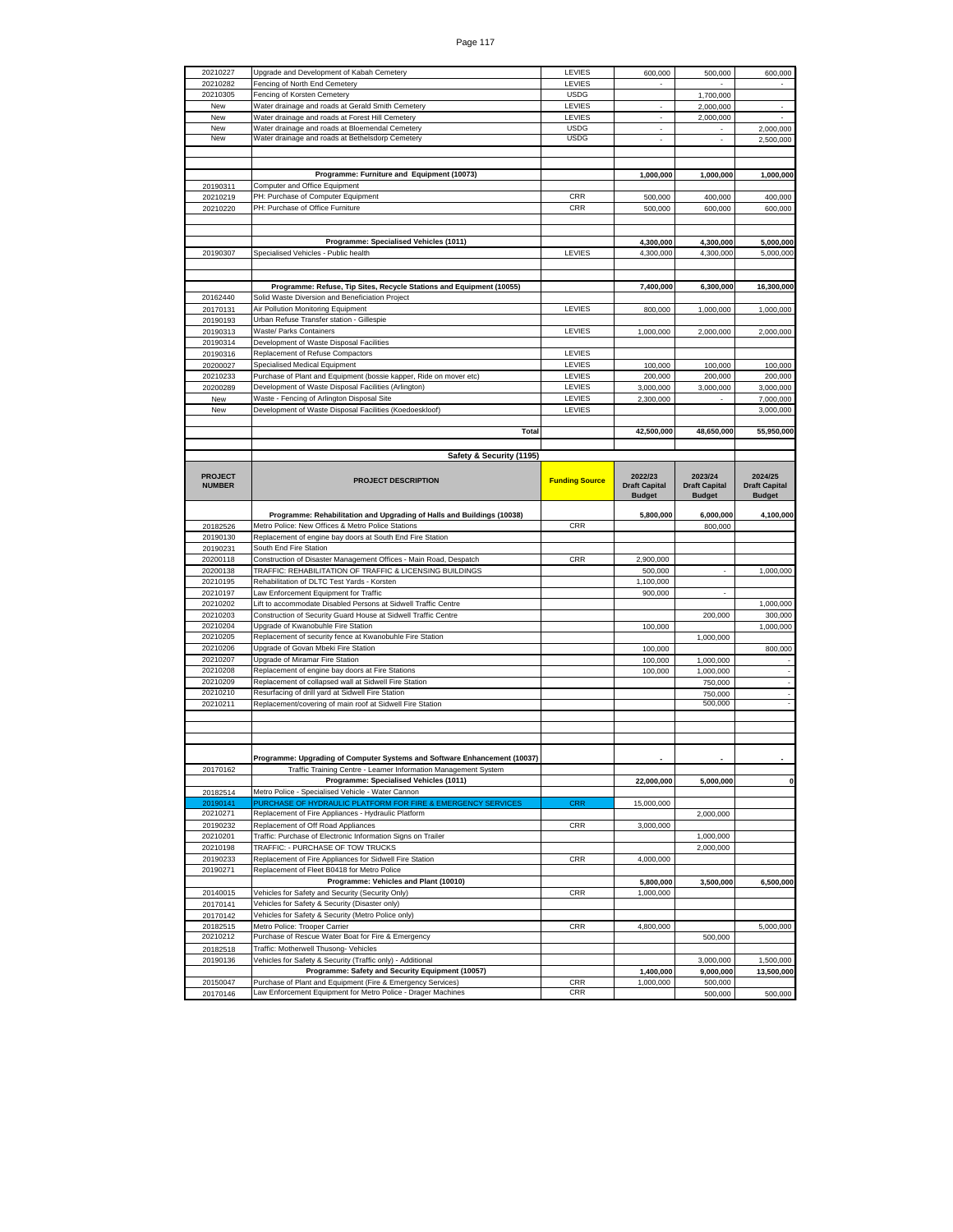| | | | | | |
|---|---|---|---|---|---|
| 20210227 | Upgrade and Development of Kabah Cemetery | LEVIES | 600,000 | 500,000 | 600,000 |
| 20210282 | Fencing of North End Cemetery | LEVIES | - | - | - |
| 20210305 | Fencing of Korsten Cemetery | USDG | | 1,700,000 | |
| New | Water drainage and roads at Gerald Smith Cemetery | LEVIES | - | 2,000,000 | - |
| New | Water drainage and roads at Forest Hill Cemetery | LEVIES | - | 2,000,000 | - |
| New | Water drainage and roads at Bloemendal Cemetery | USDG | - | - | 2,000,000 |
| New | Water drainage and roads at Bethelsdorp Cemetery | USDG | - | - | 2,500,000 |
| | | | | | |
| | **Programme: Furniture and Equipment (10073)** | | **1,000,000** | **1,000,000** | **1,000,000** |
| 20190311 | Computer and Office Equipment | | | | |
| 20210219 | PH: Purchase of Computer Equipment | CRR | 500,000 | 400,000 | 400,000 |
| 20210220 | PH: Purchase of Office Furniture | CRR | 500,000 | 600,000 | 600,000 |
| | | | | | |
| | **Programme: Specialised Vehicles (1011)** | | **4,300,000** | **4,300,000** | **5,000,000** |
| 20190307 | Specialised Vehicles - Public health | LEVIES | 4,300,000 | 4,300,000 | 5,000,000 |
| | | | | | |
| | **Programme: Refuse, Tip Sites, Recycle Stations and Equipment (10055)** | | **7,400,000** | **6,300,000** | **16,300,000** |
| 20162440 | Solid Waste Diversion and Beneficiation Project | | | | |
| 20170131 | Air Pollution Monitoring Equipment | LEVIES | 800,000 | 1,000,000 | 1,000,000 |
| 20190193 | Urban Refuse Transfer station - Gillespie | | | | |
| 20190313 | Waste/ Parks Containers | LEVIES | 1,000,000 | 2,000,000 | 2,000,000 |
| 20190314 | Development of Waste Disposal Facilities | | | | |
| 20190316 | Replacement of Refuse Compactors | LEVIES | | | |
| 20200027 | Specialised Medical Equipment | LEVIES | 100,000 | 100,000 | 100,000 |
| 20210233 | Purchase of Plant and Equipment (bossie kapper, Ride on mover etc) | LEVIES | 200,000 | 200,000 | 200,000 |
| 20200289 | Development of Waste Disposal Facilities (Arlington) | LEVIES | 3,000,000 | 3,000,000 | 3,000,000 |
| New | Waste - Fencing of Arlington Disposal Site | LEVIES | 2,300,000 | - | 7,000,000 |
| New | Development of Waste Disposal Facilities (Koedoeskloof) | LEVIES | | | 3,000,000 |
| | | | | | |
| | **Total** | | **42,500,000** | **48,650,000** | **55,950,000** |
| | | | | | |
| | **Safety & Security (1195)** | | | | |
| **PROJECT NUMBER** | **PROJECT DESCRIPTION** | **Funding Source** | **2022/23 Draft Capital Budget** | **2023/24 Draft Capital Budget** | **2024/25 Draft Capital Budget** |
| | **Programme: Rehabilitation and Upgrading of Halls and Buildings (10038)** | | **5,800,000** | **6,000,000** | **4,100,000** |
| 20182526 | Metro Police: New Offices & Metro Police Stations | CRR | | 800,000 | |
| 20190130 | Replacement of engine bay doors at South End Fire Station | | | | |
| 20190231 | South End Fire Station | | | | |
| 20200118 | Construction of Disaster Management Offices - Main Road, Despatch | CRR | 2,900,000 | | |
| 20200138 | TRAFFIC: REHABILITATION OF TRAFFIC & LICENSING BUILDINGS | | 500,000 | - | 1,000,000 |
| 20210195 | Rehabilitation of DLTC Test Yards - Korsten | | 1,100,000 | | |
| 20210197 | Law Enforcement Equipment for Traffic | | 900,000 | - | |
| 20210202 | Lift to accommodate Disabled Persons at Sidwell Traffic Centre | | | | 1,000,000 |
| 20210203 | Construction of Security Guard House at Sidwell Traffic Centre | | | 200,000 | 300,000 |
| 20210204 | Upgrade of Kwanobuhle Fire Station | | 100,000 | | 1,000,000 |
| 20210205 | Replacement of security fence at Kwanobuhle Fire Station | | | 1,000,000 | |
| 20210206 | Upgrade of Govan Mbeki Fire Station | | 100,000 | | 800,000 |
| 20210207 | Upgrade of Miramar Fire Station | | 100,000 | 1,000,000 | - |
| 20210208 | Replacement of engine bay doors at Fire Stations | | 100,000 | 1,000,000 | - |
| 20210209 | Replacement of collapsed wall at Sidwell Fire Station | | | 750,000 | - |
| 20210210 | Resurfacing of drill yard at Sidwell Fire Station | | | 750,000 | - |
| 20210211 | Replacement/covering of main roof at Sidwell Fire Station | | | 500,000 | - |
| | | | | | |
| | **Programme: Upgrading of Computer Systems and Software Enhancement (10037)** | | **-** | **-** | **-** |
| 20170162 | Traffic Training Centre - Leamer Information Management System | | | | |
| | **Programme: Specialised Vehicles (1011)** | | **22,000,000** | **5,000,000** | **0** |
| 20182514 | Metro Police - Specialised Vehicle - Water Cannon | | | | |
| 20190141 | PURCHASE OF HYDRAULIC PLATFORM FOR FIRE & EMERGENCY SERVICES | CRR | 15,000,000 | | |
| 20210271 | Replacement of Fire Appliances - Hydraulic Platform | | | 2,000,000 | |
| 20190232 | Replacement of Off Road Appliances | CRR | 3,000,000 | | |
| 20210201 | Traffic: Purchase of Electronic Information Signs on Trailer | | | 1,000,000 | |
| 20210198 | TRAFFIC: - PURCHASE OF TOW TRUCKS | | | 2,000,000 | |
| 20190233 | Replacement of Fire Appliances for Sidwell Fire Station | CRR | 4,000,000 | | |
| 20190271 | Replacement of Fleet B0418 for Metro Police | | | | |
| | **Programme: Vehicles and Plant (10010)** | | **5,800,000** | **3,500,000** | **6,500,000** |
| 20140015 | Vehicles for Safety and Security (Security Only) | CRR | 1,000,000 | | |
| 20170141 | Vehicles for Safety & Security (Disaster only) | | | | |
| 20170142 | Vehicles for Safety & Security (Metro Police only) | | | | |
| 20182515 | Metro Police: Trooper Carrier | CRR | 4,800,000 | | 5,000,000 |
| 20210212 | Purchase of Rescue Water Boat for Fire & Emergency | | | 500,000 | |
| 20182518 | Traffic: Motherwell Thusong- Vehicles | | | | |
| 20190136 | Vehicles for Safety & Security (Traffic only) - Additional | | | 3,000,000 | 1,500,000 |
| | **Programme: Safety and Security Equipment (10057)** | | **1,400,000** | **9,000,000** | **13,500,000** |
| 20150047 | Purchase of Plant and Equipment (Fire & Emergency Services) | CRR | 1,000,000 | 500,000 | |
| 20170146 | Law Enforcement Equipment for Metro Police - Drager Machines | CRR | | 500,000 | 500,000 |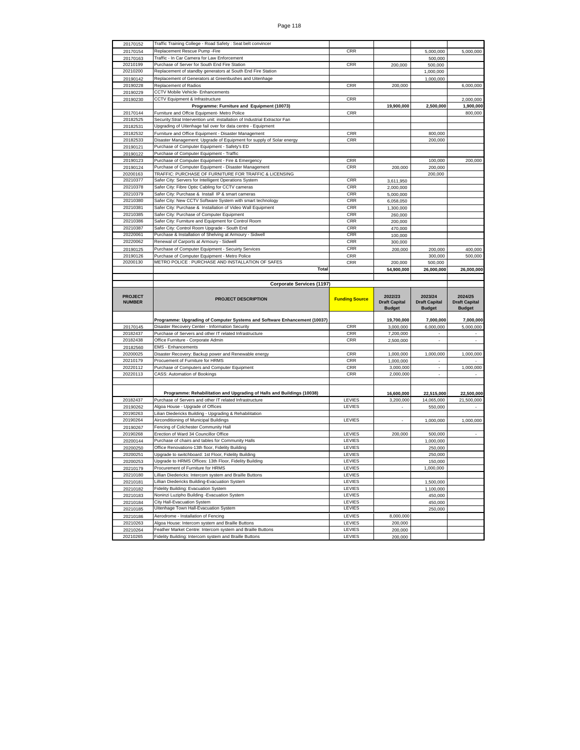| | | | | | |
|---|---|---|---|---|---|
| 20170152 | Traffic Training College - Road Safety : Seat belt convincer | | | | |
| 20170154 | Replacement Rescue Pump -Fire | CRR | | 5,000,000 | 5,000,000 |
| 20170163 | Traffic - In Car Camera for Law Enforcement | | | 500,000 | |
| 20210199 | Purchase of Server for South End Fire Station | CRR | 200,000 | 500,000 | |
| 20210200 | Replacement of standby generators at South End Fire Station | | | 1,000,000 | |
| 20190142 | Replacement of Generators at Greenbushes and Uitenhage | | | 1,000,000 | |
| 20190228 | Replacement of Radios | CRR | 200,000 | | 6,000,000 |
| 20190229 | CCTV Mobile Vehicle- Enhancements | | | | |
| 20190230 | CCTV Equipment & Infrastructure | CRR | | | 2,000,000 |
| | **Programme: Furniture and Equipment (10073)** | | **19,900,000** | **2,500,000** | **1,900,000** |
| 20170144 | Furniture and Offcie Equipment- Metro Police | CRR | | | 800,000 |
| 20182525 | Security.Strat Intervention unit: installation of Industrial Extractor Fan | | | | |
| 20182531 | Upgrading of Uitenhage fail over for data centre - Equipment | | | | |
| 20182532 | Furniture and Office Equipment - Disaster Management | CRR | | 800,000 | |
| 20182533 | Disaster Management: Upgrade of Equipment for supply of Solar energy | CRR | | 200,000 | |
| 20190121 | Purchase of Computer Equipment - Safety's ED | | | | |
| 20190122 | Purchase of Computer Equipment - Traffic | | | | |
| 20190123 | Purchase of Computer Equipment - Fire & Emergency | CRR | | 100,000 | 200,000 |
| 20190124 | Purchase of Computer Equipment - Disaster Management | CRR | 200,000 | 200,000 | |
| 20200163 | TRAFFIC: PURCHASE OF FURNITURE FOR TRAFFIC & LICENSING | | | 200,000 | |
| 20210377 | Safer City: Servers for Intelligent Operations System | CRR | 3,611,950 | | |
| 20210378 | Safer City: Fibre Optic Cabling for CCTV cameras | CRR | 2,000,000 | | |
| 20210379 | Safer City: Purchase & Install IP & smart cameras | CRR | 5,000,000 | | |
| 20210380 | Safer City: New CCTV Software System with smart technology | CRR | 6,058,050 | | |
| 20210381 | Safer City: Purchase & Installation of Video Wall Equipment | CRR | 1,300,000 | | |
| 20210385 | Safer City: Purchase of Computer Equipment | CRR | 260,000 | | |
| 20210386 | Safer City: Furniture and Equipment for Control Room | CRR | 200,000 | | |
| 20210387 | Safer City: Control Room Upgrade - South End | CRR | 470,000 | | |
| 20220061 | Purchase & Installation of Shelving at Armoury - Sidwell | CRR | 100,000 | | |
| 20220062 | Renewal of Carports at Armoury - Sidwell | CRR | 300,000 | | |
| 20190125 | Purchase of Computer Equipment - Secuirty Services | CRR | 200,000 | 200,000 | 400,000 |
| 20190126 | Purchase of Computer Equipment - Metro Police | CRR | | 300,000 | 500,000 |
| 20200130 | METRO POLICE : PURCHASE AND INSTALLATION OF SAFES | CRR | 200,000 | 500,000 | |
| | **Total** | | **54,900,000** | **26,000,000** | **26,000,000** |

**Corporate Services (1197)**

| PROJECT NUMBER | PROJECT DESCRIPTION | Funding Source | 2022/23 Draft Capital Budget | 2023/24 Draft Capital Budget | 2024/25 Draft Capital Budget |
|---|---|---|---|---|---|
| | **Programme: Upgrading of Computer Systems and Software Enhancement (10037)** | | **19,700,000** | **7,000,000** | **7,000,000** |
| 20170145 | Disaster Recovery Center - Information Security | CRR | 3,000,000 | 6,000,000 | 5,000,000 |
| 20182437 | Purchase of Servers and other IT related Infrastructure | CRR | 7,200,000 | - | - |
| 20182438 | Office Furniture - Corporate Admin | CRR | 2,500,000 | - | - |
| 20182560 | EMS - Enhancements | | | | |
| 20200025 | Disaster Recovery: Backup power and Renewable energy | CRR | 1,000,000 | 1,000,000 | 1,000,000 |
| 20210179 | Procuement of Furniture for HRMS | CRR | 1,000,000 | - | - |
| 20220112 | Purchase of Computers and Computer Equipment | CRR | 3,000,000 | - | 1,000,000 |
| 20220113 | CASS: Automation of Bookings | CRR | 2,000,000 | - | - |
| | **Programme: Rehabilitation and Upgrading of Halls and Buildings (10038)** | | **16,600,000** | **22,515,000** | **22,500,000** |
| 20182437 | Purchase of Servers and other IT related Infrastructure | LEVIES | 3,200,000 | 14,065,000 | 21,500,000 |
| 20190262 | Algoa House - Upgrade of Offices | LEVIES | - | 550,000 | - |
| 20190263 | Lilian Diedericks Building - Upgrading & Rehabilitation | | | | |
| 20190264 | Airconditioning of Municipal Buildings | LEVIES | - | 1,000,000 | 1,000,000 |
| 20190267 | Fencing of Colchester Community Hall | | | | |
| 20190268 | Erection of Ward 34 Councillor Office | LEVIES | 200,000 | 500,000 | - |
| 20200144 | Purchase of chairs and tables for Community Halls | LEVIES | | 1,000,000 | |
| 20200250 | Office Renovations-13th floor, Fidelity Building | LEVIES | | 250,000 | |
| 20200251 | Upgrade to switchboard: 1st Floor, Fidelity Building | LEVIES | | 250,000 | |
| 20200253 | Upgrade to HRMS Offices: 13th Floor, Fidelity Building | LEVIES | | 150,000 | |
| 20210179 | Procurement of Furniture for HRMS | LEVIES | | 1,000,000 | |
| 20210180 | Lillian Diedericks: Intercom system and Braille Buttons | LEVIES | | | |
| 20210181 | Lillian Diedericks Building-Evacuation System | LEVIES | | 1,500,000 | |
| 20210182 | Fidelity Building: Evacuation System | LEVIES | | 1,100,000 | |
| 20210183 | Noninzi Luzipho Building -Evacuation System | LEVIES | | 450,000 | |
| 20210184 | City Hall-Evacuation System | LEVIES | | 450,000 | |
| 20210185 | Uitenhage Town Hall-Evacuation System | LEVIES | | 250,000 | |
| 20210186 | Aerodrome - Installation of Fencing | LEVIES | 8,000,000 | | |
| 20210263 | Algoa House: Intercom system and Braille Buttons | LEVIES | 200,000 | | |
| 20210264 | Feather Market Centre: Intercom system and Braille Buttons | LEVIES | 200,000 | | |
| 20210265 | Fidelity Building: Intercom system and Braille Buttons | LEVIES | 200,000 | | |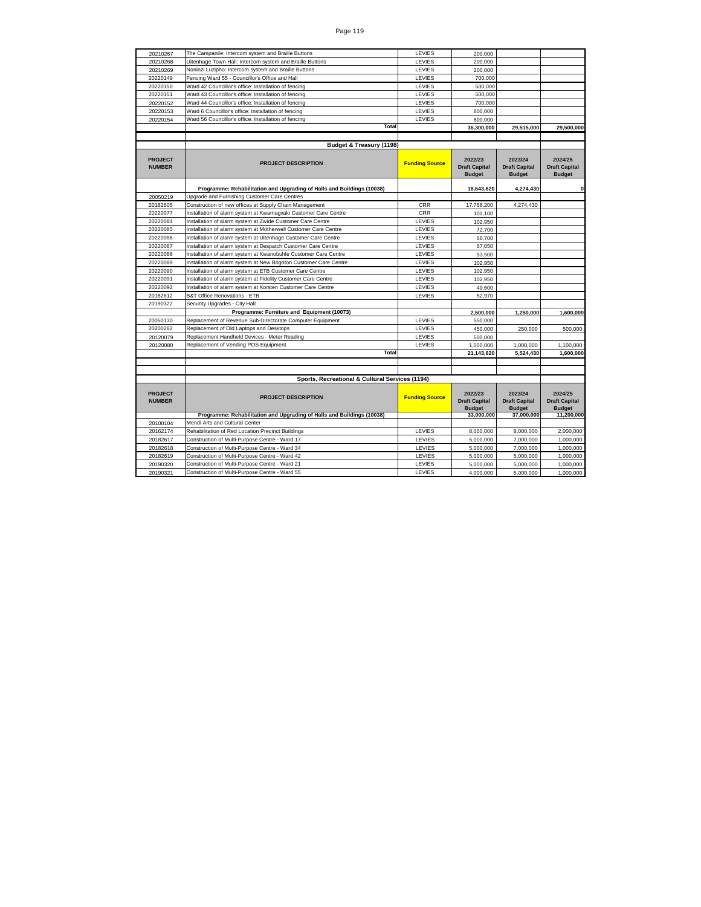| | | | | | |
|---|---|---|---|---|---|
| 20210267 | The Campanile: Intercom system and Braille Buttons | LEVIES | 200,000 | | |
| 20210268 | Uitenhage Town Hall: Intercom system and Braille Buttons | LEVIES | 200,000 | | |
| 20210269 | Noninzi Luzipho: Intercom system and Braille Buttons | LEVIES | 200,000 | | |
| 20220149 | Fencing Ward 55 - Councillor's Office and Hall | LEVIES | 700,000 | | |
| 20220150 | Ward 42 Councillor's office: Installation of fencing | LEVIES | 500,000 | | |
| 20220151 | Ward 43 Councillor's office: Installation of fencing | LEVIES | 500,000 | | |
| 20220152 | Ward 44 Councillor's office: Installation of fencing | LEVIES | 700,000 | | |
| 20220153 | Ward 6 Councillor's office: Installation of fencing | LEVIES | 800,000 | | |
| 20220154 | Ward 56 Councillor's office: Installation of fencing | LEVIES | 800,000 | | |
| | **Total** | | **36,300,000** | **29,515,000** | **29,500,000** |

**Budget & Treasury (1198)**

| PROJECT NUMBER | PROJECT DESCRIPTION | Funding Source | 2022/23 Draft Capital Budget | 2023/24 Draft Capital Budget | 2024/25 Draft Capital Budget |
|---|---|---|---|---|---|
| | **Programme: Rehabilitation and Upgrading of Halls and Buildings (10038)** | | **18,643,620** | **4,274,430** | **0** |
| 20050219 | Upgrade and Furnishing Customer Care Centres | | | | |
| 20182605 | Construction of new offices at Supply Chain Management | CRR | 17,768,200 | 4,274,430 | |
| 20220077 | Installation of alarm system at Kwamagxaki Customer Care Centre | CRR | 101,100 | | |
| 20220084 | Installation of alarm system at Zwide Customer Care Centre | LEVIES | 102,950 | | |
| 20220085 | Installation of alarm system at Motherwell Customer Care Centre | LEVIES | 72,700 | | |
| 20220086 | Installation of alarm system at Uitenhage Customer Care Centre | LEVIES | 66,700 | | |
| 20220087 | Installation of alarm system at Despatch Customer Care Centre | LEVIES | 67,050 | | |
| 20220088 | Installation of alarm system at Kwanobuhle Customer Care Centre | LEVIES | 53,500 | | |
| 20220089 | Installation of alarm system at New Brighton Customer Care Centre | LEVIES | 102,950 | | |
| 20220090 | Installation of alarm system at ETB Customer Care Centre | LEVIES | 102,950 | | |
| 20220091 | Installation of alarm system at Fidelity Customer Care Centre | LEVIES | 102,950 | | |
| 20220092 | Installation of alarm system at Korsten Customer Care Centre | LEVIES | 49,600 | | |
| 20182612 | B&T Office Renovations - ETB | LEVIES | 52,970 | | |
| 20190322 | Security Upgrades - City Hall | | | | |
| | **Programme: Furniture and Equipment (10073)** | | **2,500,000** | **1,250,000** | **1,600,000** |
| 20050130 | Replacement of Revenue Sub-Directorate Computer Equipment | LEVIES | 550,000 | | |
| 20200262 | Replacement of Old Laptops and Desktops | LEVIES | 450,000 | 250,000 | 500,000 |
| 20120079 | Replacement Handheld Devices - Meter Reading | LEVIES | 500,000 | | |
| 20120080 | Replacement of Vending POS Equipment | LEVIES | 1,000,000 | 1,000,000 | 1,100,000 |
| | **Total** | | **21,143,620** | **5,524,430** | **1,600,000** |

**Sports, Recreational & Cultural Services (1194)**

| PROJECT NUMBER | PROJECT DESCRIPTION | Funding Source | 2022/23 Draft Capital Budget | 2023/24 Draft Capital Budget | 2024/25 Draft Capital Budget |
|---|---|---|---|---|---|
| | **Programme: Rehabilitation and Upgrading of Halls and Buildings (10038)** | | **33,000,000** | **37,000,000** | **11,200,000** |
| 20100104 | Mendi Arts and Cultural Center | | | | |
| 20162174 | Rehabilitation of Red Location Precinct Buildings | LEVIES | 8,000,000 | 8,000,000 | 2,000,000 |
| 20182617 | Construction of Multi-Purpose Centre - Ward 17 | LEVIES | 5,000,000 | 7,000,000 | 1,000,000 |
| 20182618 | Construction of Multi-Purpose Centre - Ward 34 | LEVIES | 5,000,000 | 7,000,000 | 1,000,000 |
| 20182619 | Construction of Multi-Purpose Centre - Ward 42 | LEVIES | 5,000,000 | 5,000,000 | 1,000,000 |
| 20190320 | Construction of Multi-Purpose Centre - Ward 21 | LEVIES | 5,000,000 | 5,000,000 | 1,000,000 |
| 20190321 | Construction of Multi-Purpose Centre - Ward 55 | LEVIES | 4,000,000 | 5,000,000 | 1,000,000 |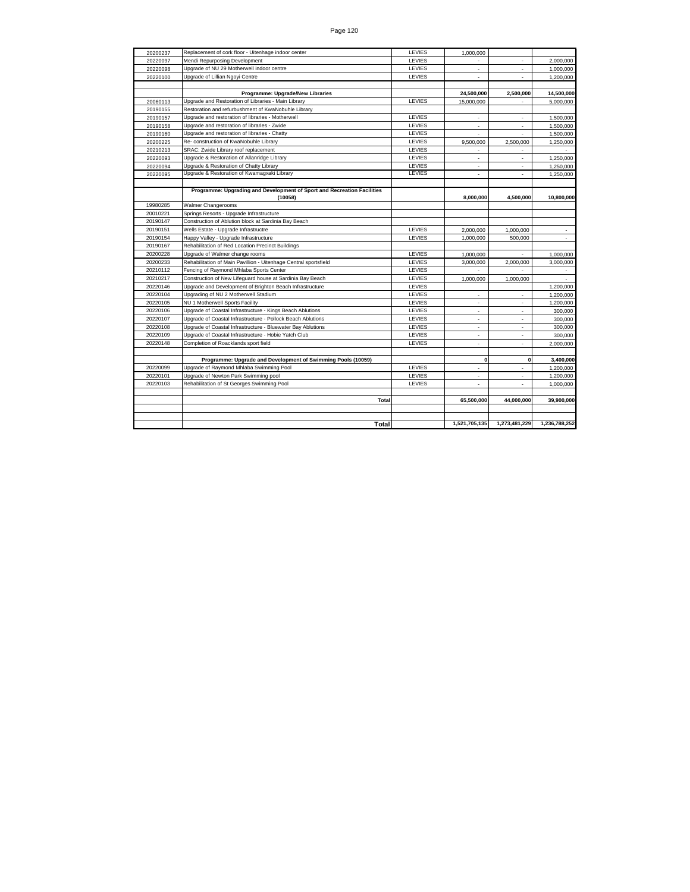| | | | | | |
|---|---|---|---|---|---|
| 20200237 | Replacement of cork floor - Uitenhage indoor center | LEVIES | 1,000,000 | | |
| 20220097 | Mendi Repurposing Development | LEVIES | - | - | 2,000,000 |
| 20220098 | Upgrade of NU 29 Motherwell indoor centre | LEVIES | - | - | 1,000,000 |
| 20220100 | Upgrade of Lillian Ngoyi Centre | LEVIES | - | - | 1,200,000 |
| | | | | | |
| | **Programme: Upgrade/New Libraries** | | **24,500,000** | **2,500,000** | **14,500,000** |
| 20060113 | Upgrade and Restoration of Libraries - Main Library | LEVIES | 15,000,000 | - | 5,000,000 |
| 20190155 | Restoration and refurbushment of KwaNobuhle Library | | | | |
| 20190157 | Upgrade and restoration of libraries - Motherwell | LEVIES | - | - | 1,500,000 |
| 20190158 | Upgrade and restoration of libraries - Zwide | LEVIES | - | - | 1,500,000 |
| 20190160 | Upgrade and restoration of libraries - Chatty | LEVIES | - | - | 1,500,000 |
| 20200225 | Re- construction of KwaNobuhle Library | LEVIES | 9,500,000 | 2,500,000 | 1,250,000 |
| 20210213 | SRAC: Zwide Library roof replacement | LEVIES | - | - | - |
| 20220093 | Upgrade & Restoration of Allanridge Library | LEVIES | - | - | 1,250,000 |
| 20220094 | Upgrade & Restoration of Chatty Library | LEVIES | - | - | 1,250,000 |
| 20220095 | Upgrade & Restoration of Kwamagxaki Library | LEVIES | - | - | 1,250,000 |
| | | | | | |
| | **Programme: Upgrading and Development of Sport and Recreation Facilities (10058)** | | **8,000,000** | **4,500,000** | **10,800,000** |
| 19980285 | Walmer Changerooms | | | | |
| 20010221 | Springs Resorts - Upgrade Infrastructure | | | | |
| 20190147 | Construction of Ablution block at Sardinia Bay Beach | | | | |
| 20190151 | Wells Estate - Upgrade Infrastructre | LEVIES | 2,000,000 | 1,000,000 | - |
| 20190154 | Happy Valley - Upgrade Infrastructure | LEVIES | 1,000,000 | 500,000 | - |
| 20190167 | Rehabilitation of Red Location Precinct Buildings | | | | |
| 20200228 | Upgrade of Walmer change rooms | LEVIES | 1,000,000 | - | 1,000,000 |
| 20200233 | Rehabilitation of Main Pavillion - Uitenhage Central sportsfield | LEVIES | 3,000,000 | 2,000,000 | 3,000,000 |
| 20210112 | Fencing of Raymond Mhlaba Sports Center | LEVIES | - | - | - |
| 20210217 | Construction of New Lifeguard house at Sardinia Bay Beach | LEVIES | 1,000,000 | 1,000,000 | - |
| 20220146 | Upgrade and Development of Brighton Beach Infrastructure | LEVIES | | | 1,200,000 |
| 20220104 | Upgrading of NU 2 Motherwell Stadium | LEVIES | - | - | 1,200,000 |
| 20220105 | NU 1 Motherwell Sports Facility | LEVIES | - | - | 1,200,000 |
| 20220106 | Upgrade of Coastal Infrastructure - Kings Beach Ablutions | LEVIES | - | - | 300,000 |
| 20220107 | Upgrade of Coastal Infrastructure - Pollock Beach Ablutions | LEVIES | - | - | 300,000 |
| 20220108 | Upgrade of Coastal Infrastructure - Bluewater Bay Ablutions | LEVIES | - | - | 300,000 |
| 20220109 | Upgrade of Coastal Infrastructure - Hobie Yatch Club | LEVIES | - | - | 300,000 |
| 20220148 | Completion of Roacklands sport field | LEVIES | - | - | 2,000,000 |
| | | | | | |
| | **Programme: Upgrade and Development of Swimming Pools (10059)** | | **0** | **0** | **3,400,000** |
| 20220099 | Upgrade of Raymond Mhlaba Swimming Pool | LEVIES | - | - | 1,200,000 |
| 20220101 | Upgrade of Newton Park Swimming pool | LEVIES | - | - | 1,200,000 |
| 20220103 | Rehabilitation of St Georges Swimming Pool | LEVIES | - | - | 1,000,000 |
| | | | | | |
| | **Total** | | **65,500,000** | **44,000,000** | **39,900,000** |
| | | | | | |
| | | | | | |
| | **Total** | | **1,521,705,135** | **1,273,481,229** | **1,236,788,252** |